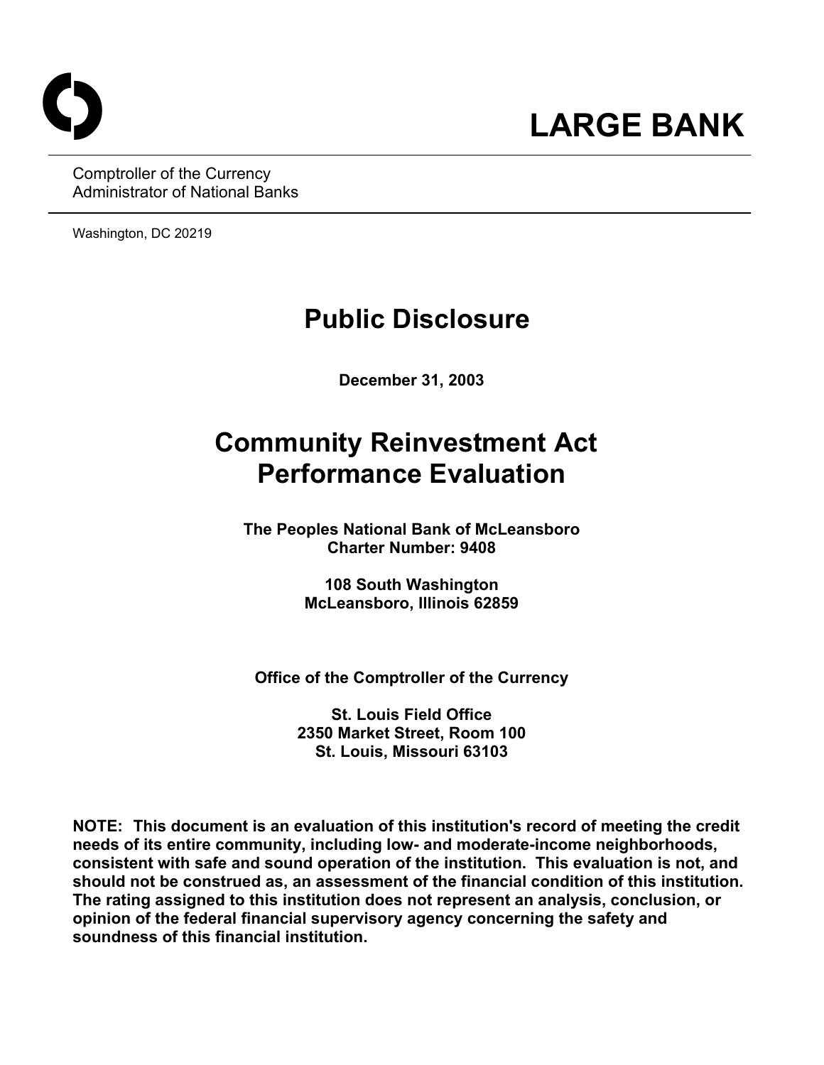# LARGE BANK

Comptroller of the Currency
Administrator of National Banks

Washington, DC 20219

# Public Disclosure

**December 31, 2003**

# Community Reinvestment Act Performance Evaluation

**The Peoples National Bank of McLeansboro**
**Charter Number: 9408**

**108 South Washington**
**McLeansboro, Illinois 62859**

**Office of the Comptroller of the Currency**

**St. Louis Field Office**
**2350 Market Street, Room 100**
**St. Louis, Missouri 63103**

**NOTE: This document is an evaluation of this institution's record of meeting the credit needs of its entire community, including low- and moderate-income neighborhoods, consistent with safe and sound operation of the institution. This evaluation is not, and should not be construed as, an assessment of the financial condition of this institution. The rating assigned to this institution does not represent an analysis, conclusion, or opinion of the federal financial supervisory agency concerning the safety and soundness of this financial institution.**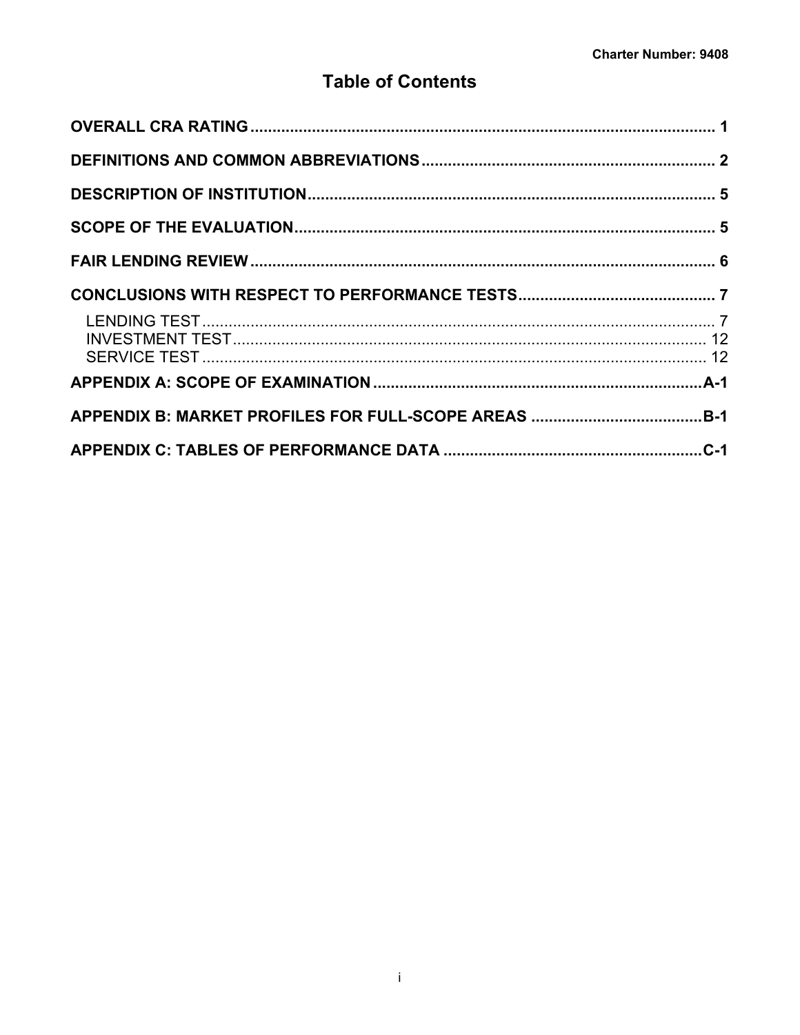# Table of Contents

**OVERALL CRA RATING** .......... 1

**DEFINITIONS AND COMMON ABBREVIATIONS** .......... 2

**DESCRIPTION OF INSTITUTION** .......... 5

**SCOPE OF THE EVALUATION** .......... 5

**FAIR LENDING REVIEW** .......... 6

**CONCLUSIONS WITH RESPECT TO PERFORMANCE TESTS** .......... 7

- LENDING TEST .......... 7
- INVESTMENT TEST .......... 12
- SERVICE TEST .......... 12

**APPENDIX A: SCOPE OF EXAMINATION** .......... A-1

**APPENDIX B: MARKET PROFILES FOR FULL-SCOPE AREAS** .......... B-1

**APPENDIX C: TABLES OF PERFORMANCE DATA** .......... C-1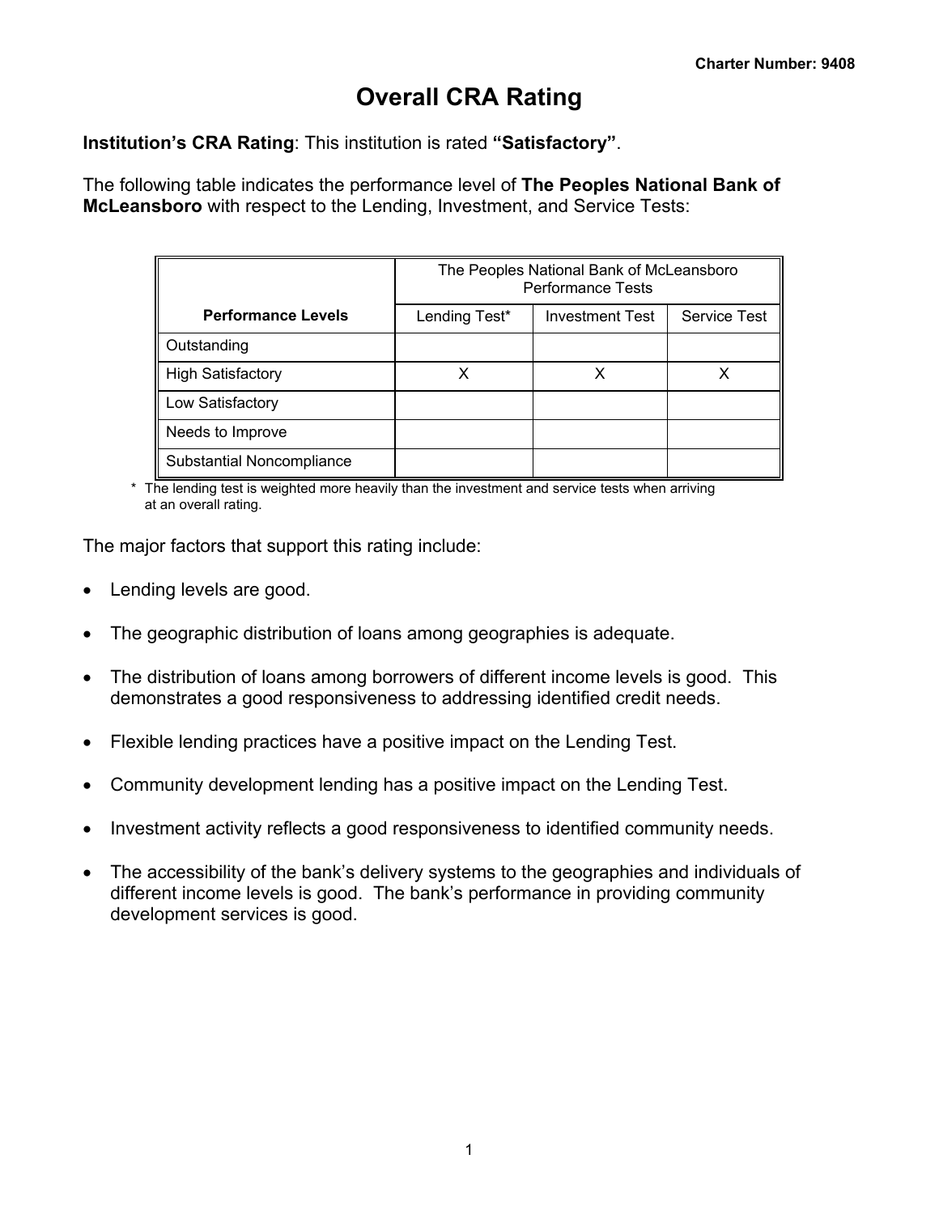Charter Number: 9408

# Overall CRA Rating

**Institution's CRA Rating**: This institution is rated **"Satisfactory"**.

The following table indicates the performance level of **The Peoples National Bank of McLeansboro** with respect to the Lending, Investment, and Service Tests:

| | The Peoples National Bank of McLeansboro Performance Tests | | |
|---|---|---|---|
| **Performance Levels** | Lending Test* | Investment Test | Service Test |
| Outstanding | | | |
| High Satisfactory | X | X | X |
| Low Satisfactory | | | |
| Needs to Improve | | | |
| Substantial Noncompliance | | | |

\* The lending test is weighted more heavily than the investment and service tests when arriving at an overall rating.

The major factors that support this rating include:

- Lending levels are good.
- The geographic distribution of loans among geographies is adequate.
- The distribution of loans among borrowers of different income levels is good. This demonstrates a good responsiveness to addressing identified credit needs.
- Flexible lending practices have a positive impact on the Lending Test.
- Community development lending has a positive impact on the Lending Test.
- Investment activity reflects a good responsiveness to identified community needs.
- The accessibility of the bank's delivery systems to the geographies and individuals of different income levels is good. The bank's performance in providing community development services is good.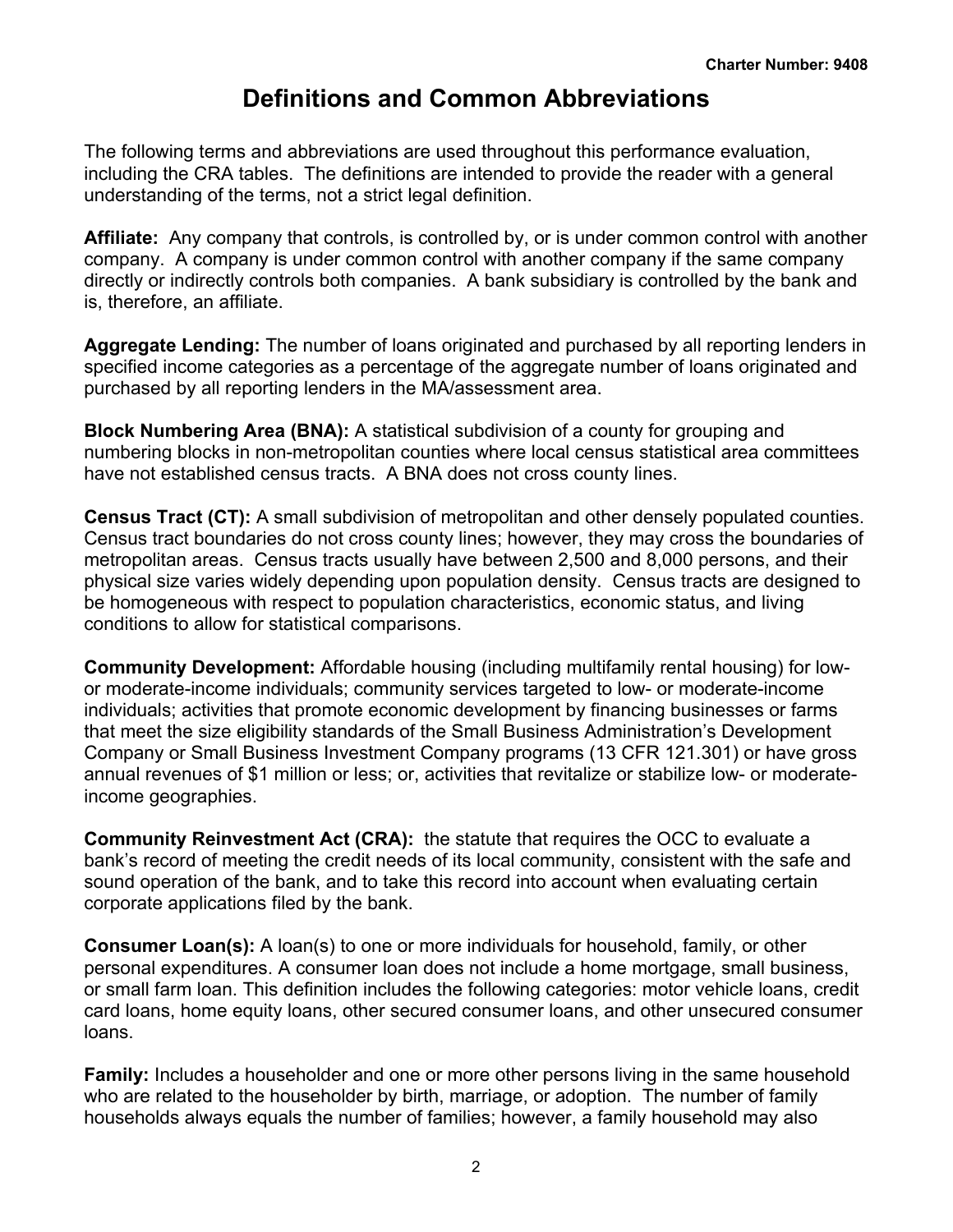# Definitions and Common Abbreviations

The following terms and abbreviations are used throughout this performance evaluation, including the CRA tables. The definitions are intended to provide the reader with a general understanding of the terms, not a strict legal definition.

**Affiliate:** Any company that controls, is controlled by, or is under common control with another company. A company is under common control with another company if the same company directly or indirectly controls both companies. A bank subsidiary is controlled by the bank and is, therefore, an affiliate.

**Aggregate Lending:** The number of loans originated and purchased by all reporting lenders in specified income categories as a percentage of the aggregate number of loans originated and purchased by all reporting lenders in the MA/assessment area.

**Block Numbering Area (BNA):** A statistical subdivision of a county for grouping and numbering blocks in non-metropolitan counties where local census statistical area committees have not established census tracts. A BNA does not cross county lines.

**Census Tract (CT):** A small subdivision of metropolitan and other densely populated counties. Census tract boundaries do not cross county lines; however, they may cross the boundaries of metropolitan areas. Census tracts usually have between 2,500 and 8,000 persons, and their physical size varies widely depending upon population density. Census tracts are designed to be homogeneous with respect to population characteristics, economic status, and living conditions to allow for statistical comparisons.

**Community Development:** Affordable housing (including multifamily rental housing) for low- or moderate-income individuals; community services targeted to low- or moderate-income individuals; activities that promote economic development by financing businesses or farms that meet the size eligibility standards of the Small Business Administration's Development Company or Small Business Investment Company programs (13 CFR 121.301) or have gross annual revenues of $1 million or less; or, activities that revitalize or stabilize low- or moderate-income geographies.

**Community Reinvestment Act (CRA):** the statute that requires the OCC to evaluate a bank's record of meeting the credit needs of its local community, consistent with the safe and sound operation of the bank, and to take this record into account when evaluating certain corporate applications filed by the bank.

**Consumer Loan(s):** A loan(s) to one or more individuals for household, family, or other personal expenditures. A consumer loan does not include a home mortgage, small business, or small farm loan. This definition includes the following categories: motor vehicle loans, credit card loans, home equity loans, other secured consumer loans, and other unsecured consumer loans.

**Family:** Includes a householder and one or more other persons living in the same household who are related to the householder by birth, marriage, or adoption. The number of family households always equals the number of families; however, a family household may also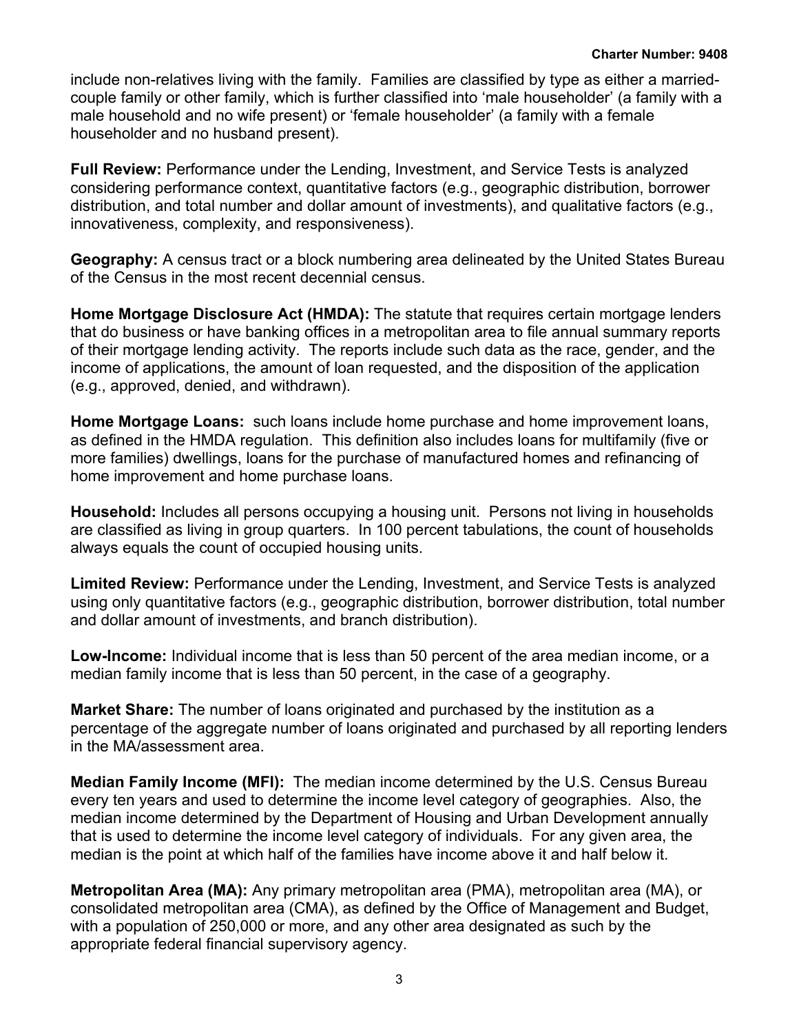include non-relatives living with the family. Families are classified by type as either a married-couple family or other family, which is further classified into 'male householder' (a family with a male household and no wife present) or 'female householder' (a family with a female householder and no husband present).

**Full Review:** Performance under the Lending, Investment, and Service Tests is analyzed considering performance context, quantitative factors (e.g., geographic distribution, borrower distribution, and total number and dollar amount of investments), and qualitative factors (e.g., innovativeness, complexity, and responsiveness).

**Geography:** A census tract or a block numbering area delineated by the United States Bureau of the Census in the most recent decennial census.

**Home Mortgage Disclosure Act (HMDA):** The statute that requires certain mortgage lenders that do business or have banking offices in a metropolitan area to file annual summary reports of their mortgage lending activity. The reports include such data as the race, gender, and the income of applications, the amount of loan requested, and the disposition of the application (e.g., approved, denied, and withdrawn).

**Home Mortgage Loans:** such loans include home purchase and home improvement loans, as defined in the HMDA regulation. This definition also includes loans for multifamily (five or more families) dwellings, loans for the purchase of manufactured homes and refinancing of home improvement and home purchase loans.

**Household:** Includes all persons occupying a housing unit. Persons not living in households are classified as living in group quarters. In 100 percent tabulations, the count of households always equals the count of occupied housing units.

**Limited Review:** Performance under the Lending, Investment, and Service Tests is analyzed using only quantitative factors (e.g., geographic distribution, borrower distribution, total number and dollar amount of investments, and branch distribution).

**Low-Income:** Individual income that is less than 50 percent of the area median income, or a median family income that is less than 50 percent, in the case of a geography.

**Market Share:** The number of loans originated and purchased by the institution as a percentage of the aggregate number of loans originated and purchased by all reporting lenders in the MA/assessment area.

**Median Family Income (MFI):** The median income determined by the U.S. Census Bureau every ten years and used to determine the income level category of geographies. Also, the median income determined by the Department of Housing and Urban Development annually that is used to determine the income level category of individuals. For any given area, the median is the point at which half of the families have income above it and half below it.

**Metropolitan Area (MA):** Any primary metropolitan area (PMA), metropolitan area (MA), or consolidated metropolitan area (CMA), as defined by the Office of Management and Budget, with a population of 250,000 or more, and any other area designated as such by the appropriate federal financial supervisory agency.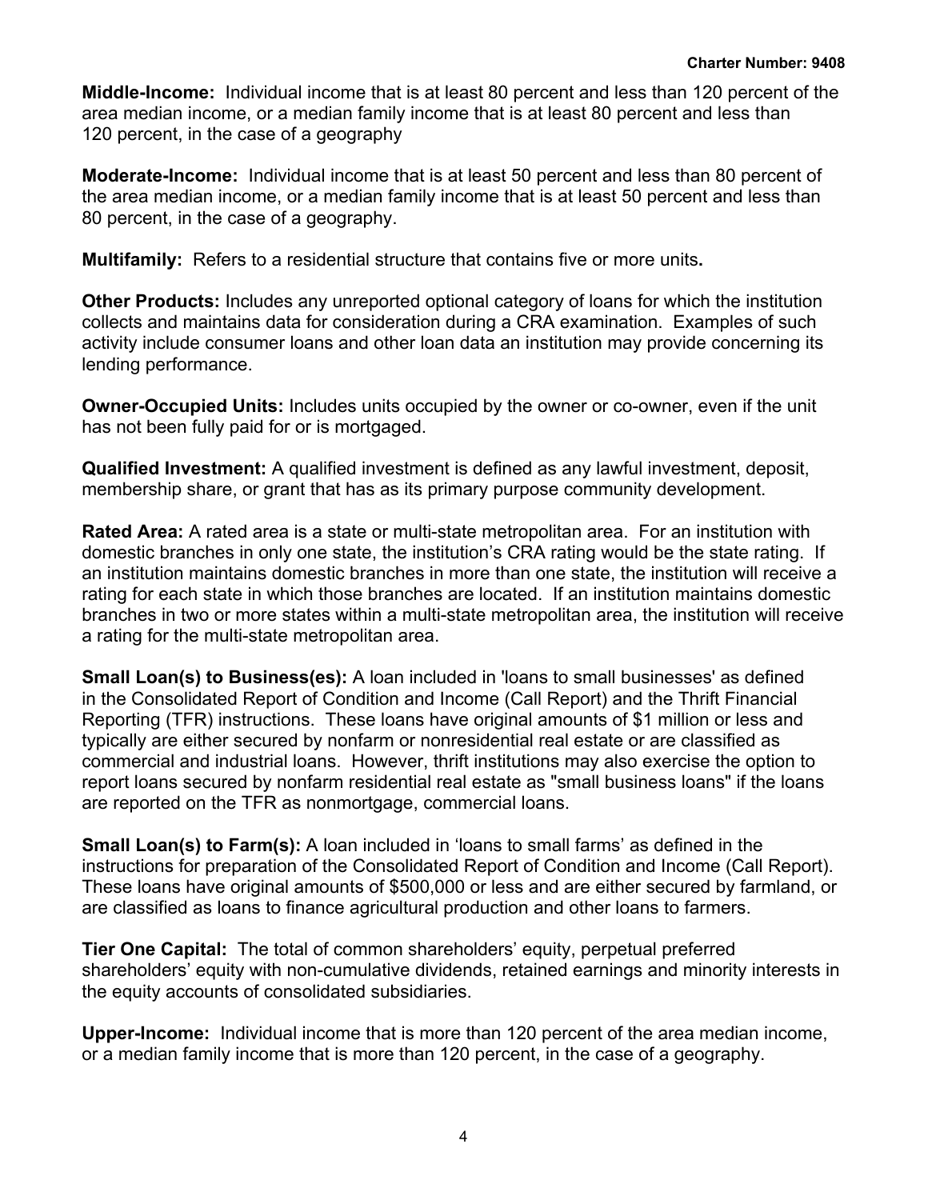**Middle-Income:** Individual income that is at least 80 percent and less than 120 percent of the area median income, or a median family income that is at least 80 percent and less than 120 percent, in the case of a geography

**Moderate-Income:** Individual income that is at least 50 percent and less than 80 percent of the area median income, or a median family income that is at least 50 percent and less than 80 percent, in the case of a geography.

**Multifamily:** Refers to a residential structure that contains five or more units**.**

**Other Products:** Includes any unreported optional category of loans for which the institution collects and maintains data for consideration during a CRA examination. Examples of such activity include consumer loans and other loan data an institution may provide concerning its lending performance.

**Owner-Occupied Units:** Includes units occupied by the owner or co-owner, even if the unit has not been fully paid for or is mortgaged.

**Qualified Investment:** A qualified investment is defined as any lawful investment, deposit, membership share, or grant that has as its primary purpose community development.

**Rated Area:** A rated area is a state or multi-state metropolitan area. For an institution with domestic branches in only one state, the institution's CRA rating would be the state rating. If an institution maintains domestic branches in more than one state, the institution will receive a rating for each state in which those branches are located. If an institution maintains domestic branches in two or more states within a multi-state metropolitan area, the institution will receive a rating for the multi-state metropolitan area.

**Small Loan(s) to Business(es):** A loan included in 'loans to small businesses' as defined in the Consolidated Report of Condition and Income (Call Report) and the Thrift Financial Reporting (TFR) instructions. These loans have original amounts of $1 million or less and typically are either secured by nonfarm or nonresidential real estate or are classified as commercial and industrial loans. However, thrift institutions may also exercise the option to report loans secured by nonfarm residential real estate as "small business loans" if the loans are reported on the TFR as nonmortgage, commercial loans.

**Small Loan(s) to Farm(s):** A loan included in 'loans to small farms' as defined in the instructions for preparation of the Consolidated Report of Condition and Income (Call Report). These loans have original amounts of $500,000 or less and are either secured by farmland, or are classified as loans to finance agricultural production and other loans to farmers.

**Tier One Capital:** The total of common shareholders' equity, perpetual preferred shareholders' equity with non-cumulative dividends, retained earnings and minority interests in the equity accounts of consolidated subsidiaries.

**Upper-Income:** Individual income that is more than 120 percent of the area median income, or a median family income that is more than 120 percent, in the case of a geography.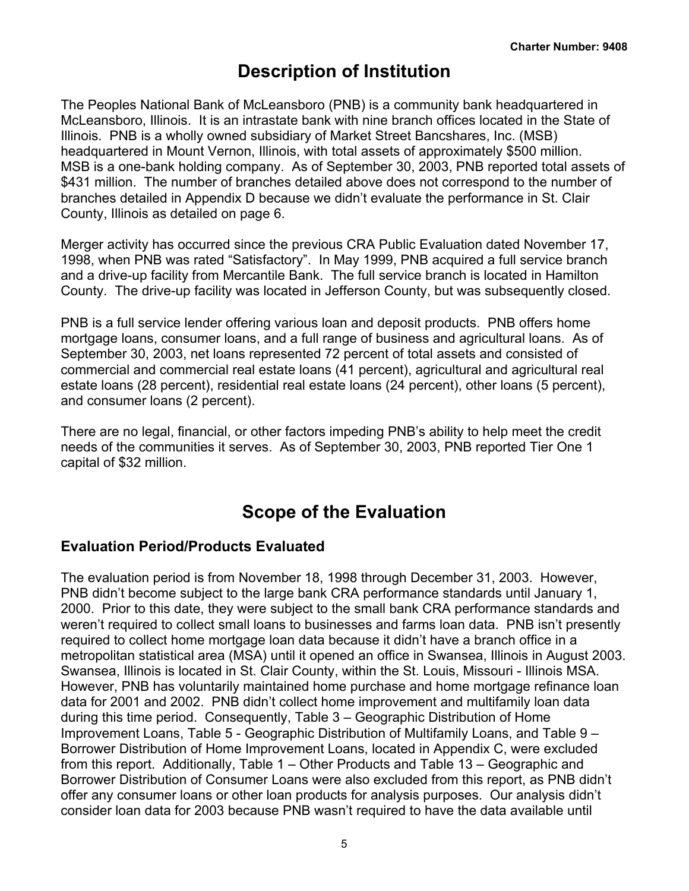# Description of Institution

The Peoples National Bank of McLeansboro (PNB) is a community bank headquartered in McLeansboro, Illinois. It is an intrastate bank with nine branch offices located in the State of Illinois. PNB is a wholly owned subsidiary of Market Street Bancshares, Inc. (MSB) headquartered in Mount Vernon, Illinois, with total assets of approximately $500 million. MSB is a one-bank holding company. As of September 30, 2003, PNB reported total assets of $431 million. The number of branches detailed above does not correspond to the number of branches detailed in Appendix D because we didn't evaluate the performance in St. Clair County, Illinois as detailed on page 6.

Merger activity has occurred since the previous CRA Public Evaluation dated November 17, 1998, when PNB was rated "Satisfactory". In May 1999, PNB acquired a full service branch and a drive-up facility from Mercantile Bank. The full service branch is located in Hamilton County. The drive-up facility was located in Jefferson County, but was subsequently closed.

PNB is a full service lender offering various loan and deposit products. PNB offers home mortgage loans, consumer loans, and a full range of business and agricultural loans. As of September 30, 2003, net loans represented 72 percent of total assets and consisted of commercial and commercial real estate loans (41 percent), agricultural and agricultural real estate loans (28 percent), residential real estate loans (24 percent), other loans (5 percent), and consumer loans (2 percent).

There are no legal, financial, or other factors impeding PNB's ability to help meet the credit needs of the communities it serves. As of September 30, 2003, PNB reported Tier One 1 capital of $32 million.

# Scope of the Evaluation

## Evaluation Period/Products Evaluated

The evaluation period is from November 18, 1998 through December 31, 2003. However, PNB didn't become subject to the large bank CRA performance standards until January 1, 2000. Prior to this date, they were subject to the small bank CRA performance standards and weren't required to collect small loans to businesses and farms loan data. PNB isn't presently required to collect home mortgage loan data because it didn't have a branch office in a metropolitan statistical area (MSA) until it opened an office in Swansea, Illinois in August 2003. Swansea, Illinois is located in St. Clair County, within the St. Louis, Missouri - Illinois MSA. However, PNB has voluntarily maintained home purchase and home mortgage refinance loan data for 2001 and 2002. PNB didn't collect home improvement and multifamily loan data during this time period. Consequently, Table 3 – Geographic Distribution of Home Improvement Loans, Table 5 - Geographic Distribution of Multifamily Loans, and Table 9 – Borrower Distribution of Home Improvement Loans, located in Appendix C, were excluded from this report. Additionally, Table 1 – Other Products and Table 13 – Geographic and Borrower Distribution of Consumer Loans were also excluded from this report, as PNB didn't offer any consumer loans or other loan products for analysis purposes. Our analysis didn't consider loan data for 2003 because PNB wasn't required to have the data available until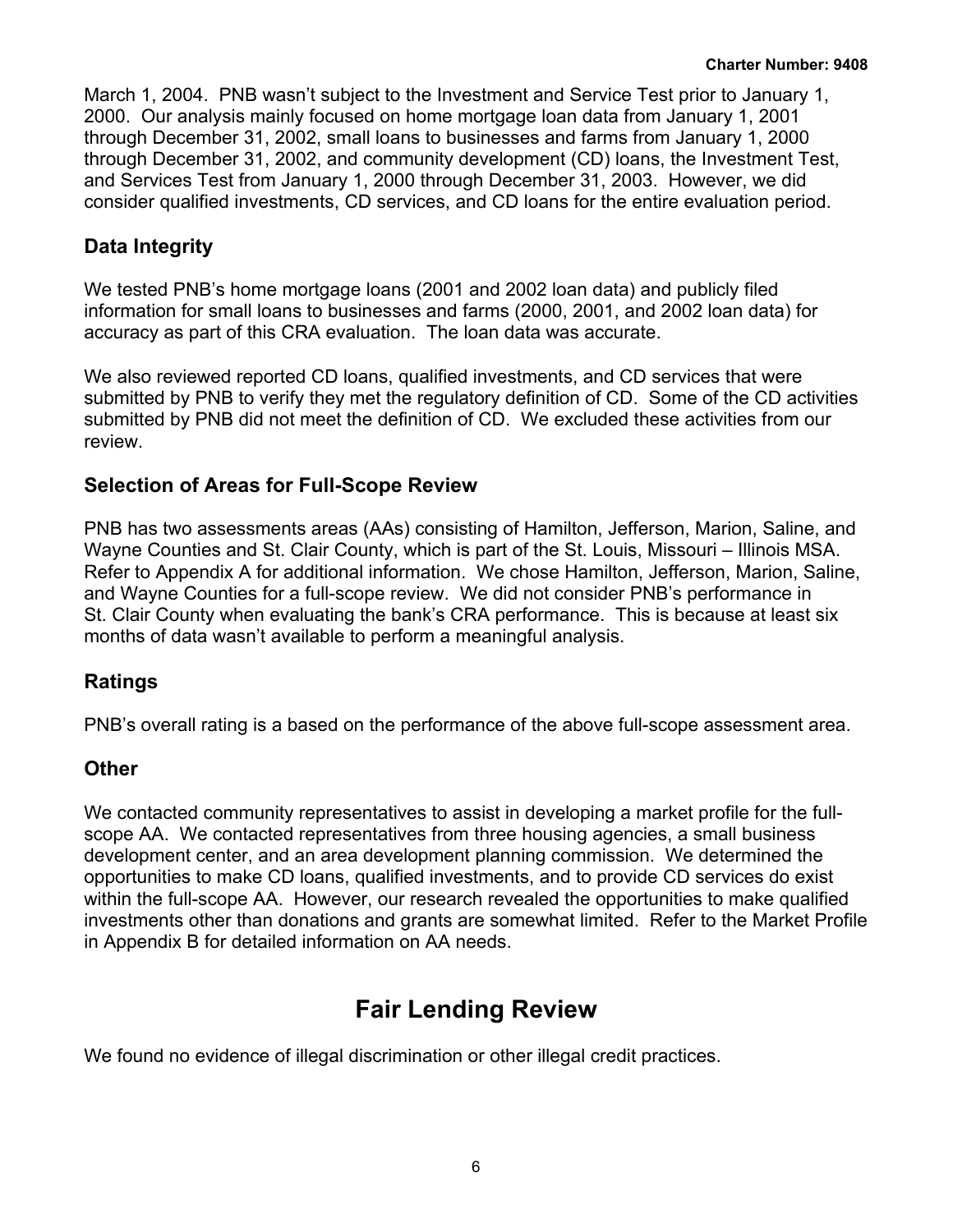March 1, 2004. PNB wasn't subject to the Investment and Service Test prior to January 1, 2000. Our analysis mainly focused on home mortgage loan data from January 1, 2001 through December 31, 2002, small loans to businesses and farms from January 1, 2000 through December 31, 2002, and community development (CD) loans, the Investment Test, and Services Test from January 1, 2000 through December 31, 2003. However, we did consider qualified investments, CD services, and CD loans for the entire evaluation period.

### Data Integrity

We tested PNB's home mortgage loans (2001 and 2002 loan data) and publicly filed information for small loans to businesses and farms (2000, 2001, and 2002 loan data) for accuracy as part of this CRA evaluation. The loan data was accurate.

We also reviewed reported CD loans, qualified investments, and CD services that were submitted by PNB to verify they met the regulatory definition of CD. Some of the CD activities submitted by PNB did not meet the definition of CD. We excluded these activities from our review.

### Selection of Areas for Full-Scope Review

PNB has two assessments areas (AAs) consisting of Hamilton, Jefferson, Marion, Saline, and Wayne Counties and St. Clair County, which is part of the St. Louis, Missouri – Illinois MSA. Refer to Appendix A for additional information. We chose Hamilton, Jefferson, Marion, Saline, and Wayne Counties for a full-scope review. We did not consider PNB's performance in St. Clair County when evaluating the bank's CRA performance. This is because at least six months of data wasn't available to perform a meaningful analysis.

### Ratings

PNB's overall rating is a based on the performance of the above full-scope assessment area.

### Other

We contacted community representatives to assist in developing a market profile for the full-scope AA. We contacted representatives from three housing agencies, a small business development center, and an area development planning commission. We determined the opportunities to make CD loans, qualified investments, and to provide CD services do exist within the full-scope AA. However, our research revealed the opportunities to make qualified investments other than donations and grants are somewhat limited. Refer to the Market Profile in Appendix B for detailed information on AA needs.

## Fair Lending Review

We found no evidence of illegal discrimination or other illegal credit practices.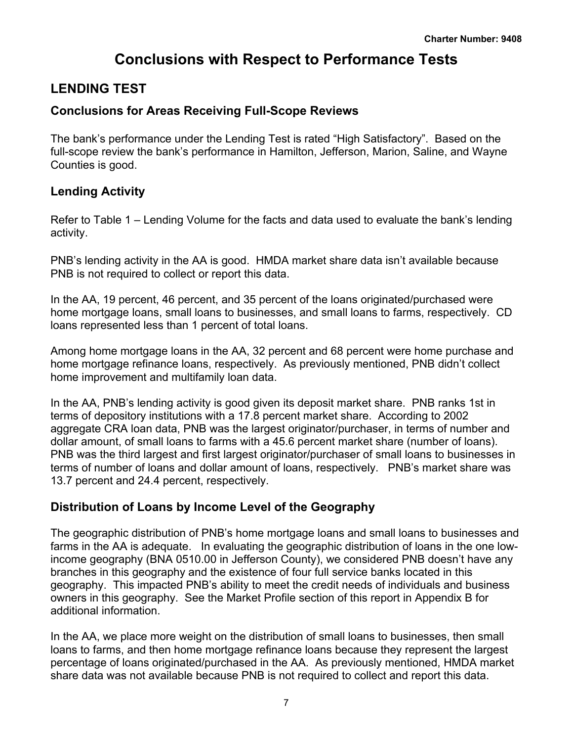# Conclusions with Respect to Performance Tests

## LENDING TEST

### Conclusions for Areas Receiving Full-Scope Reviews

The bank's performance under the Lending Test is rated "High Satisfactory". Based on the full-scope review the bank's performance in Hamilton, Jefferson, Marion, Saline, and Wayne Counties is good.

### Lending Activity

Refer to Table 1 – Lending Volume for the facts and data used to evaluate the bank's lending activity.

PNB's lending activity in the AA is good. HMDA market share data isn't available because PNB is not required to collect or report this data.

In the AA, 19 percent, 46 percent, and 35 percent of the loans originated/purchased were home mortgage loans, small loans to businesses, and small loans to farms, respectively. CD loans represented less than 1 percent of total loans.

Among home mortgage loans in the AA, 32 percent and 68 percent were home purchase and home mortgage refinance loans, respectively. As previously mentioned, PNB didn't collect home improvement and multifamily loan data.

In the AA, PNB's lending activity is good given its deposit market share. PNB ranks 1st in terms of depository institutions with a 17.8 percent market share. According to 2002 aggregate CRA loan data, PNB was the largest originator/purchaser, in terms of number and dollar amount, of small loans to farms with a 45.6 percent market share (number of loans). PNB was the third largest and first largest originator/purchaser of small loans to businesses in terms of number of loans and dollar amount of loans, respectively. PNB's market share was 13.7 percent and 24.4 percent, respectively.

### Distribution of Loans by Income Level of the Geography

The geographic distribution of PNB's home mortgage loans and small loans to businesses and farms in the AA is adequate. In evaluating the geographic distribution of loans in the one low-income geography (BNA 0510.00 in Jefferson County), we considered PNB doesn't have any branches in this geography and the existence of four full service banks located in this geography. This impacted PNB's ability to meet the credit needs of individuals and business owners in this geography. See the Market Profile section of this report in Appendix B for additional information.

In the AA, we place more weight on the distribution of small loans to businesses, then small loans to farms, and then home mortgage refinance loans because they represent the largest percentage of loans originated/purchased in the AA. As previously mentioned, HMDA market share data was not available because PNB is not required to collect and report this data.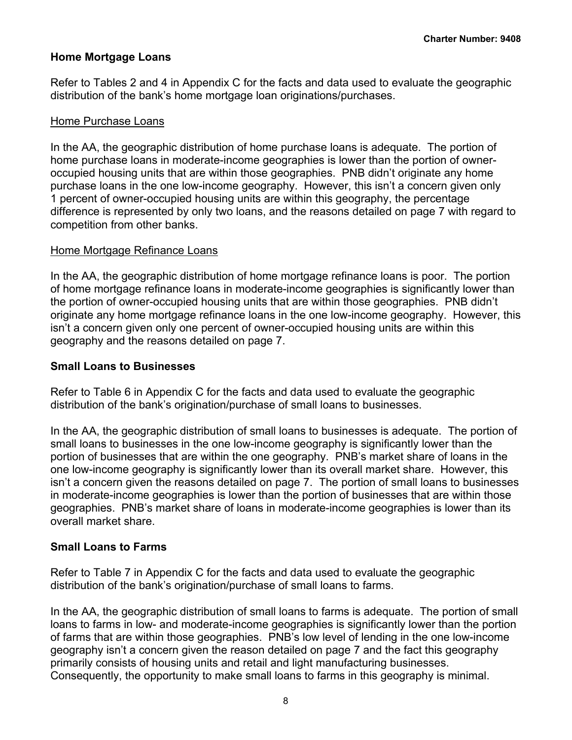### Home Mortgage Loans

Refer to Tables 2 and 4 in Appendix C for the facts and data used to evaluate the geographic distribution of the bank's home mortgage loan originations/purchases.

Home Purchase Loans

In the AA, the geographic distribution of home purchase loans is adequate. The portion of home purchase loans in moderate-income geographies is lower than the portion of owner-occupied housing units that are within those geographies. PNB didn't originate any home purchase loans in the one low-income geography. However, this isn't a concern given only 1 percent of owner-occupied housing units are within this geography, the percentage difference is represented by only two loans, and the reasons detailed on page 7 with regard to competition from other banks.

Home Mortgage Refinance Loans

In the AA, the geographic distribution of home mortgage refinance loans is poor. The portion of home mortgage refinance loans in moderate-income geographies is significantly lower than the portion of owner-occupied housing units that are within those geographies. PNB didn't originate any home mortgage refinance loans in the one low-income geography. However, this isn't a concern given only one percent of owner-occupied housing units are within this geography and the reasons detailed on page 7.

### Small Loans to Businesses

Refer to Table 6 in Appendix C for the facts and data used to evaluate the geographic distribution of the bank's origination/purchase of small loans to businesses.

In the AA, the geographic distribution of small loans to businesses is adequate. The portion of small loans to businesses in the one low-income geography is significantly lower than the portion of businesses that are within the one geography. PNB's market share of loans in the one low-income geography is significantly lower than its overall market share. However, this isn't a concern given the reasons detailed on page 7. The portion of small loans to businesses in moderate-income geographies is lower than the portion of businesses that are within those geographies. PNB's market share of loans in moderate-income geographies is lower than its overall market share.

### Small Loans to Farms

Refer to Table 7 in Appendix C for the facts and data used to evaluate the geographic distribution of the bank's origination/purchase of small loans to farms.

In the AA, the geographic distribution of small loans to farms is adequate. The portion of small loans to farms in low- and moderate-income geographies is significantly lower than the portion of farms that are within those geographies. PNB's low level of lending in the one low-income geography isn't a concern given the reason detailed on page 7 and the fact this geography primarily consists of housing units and retail and light manufacturing businesses. Consequently, the opportunity to make small loans to farms in this geography is minimal.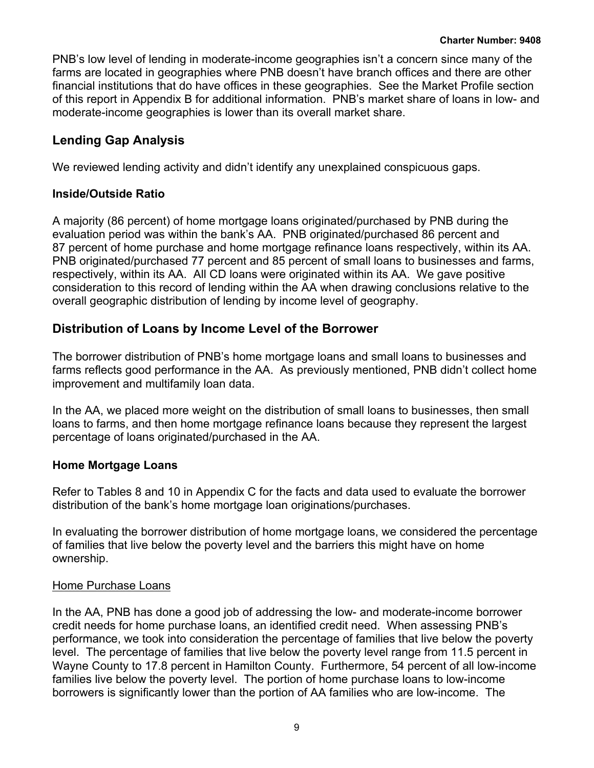PNB's low level of lending in moderate-income geographies isn't a concern since many of the farms are located in geographies where PNB doesn't have branch offices and there are other financial institutions that do have offices in these geographies. See the Market Profile section of this report in Appendix B for additional information. PNB's market share of loans in low- and moderate-income geographies is lower than its overall market share.

## Lending Gap Analysis

We reviewed lending activity and didn't identify any unexplained conspicuous gaps.

### Inside/Outside Ratio

A majority (86 percent) of home mortgage loans originated/purchased by PNB during the evaluation period was within the bank's AA. PNB originated/purchased 86 percent and 87 percent of home purchase and home mortgage refinance loans respectively, within its AA. PNB originated/purchased 77 percent and 85 percent of small loans to businesses and farms, respectively, within its AA. All CD loans were originated within its AA. We gave positive consideration to this record of lending within the AA when drawing conclusions relative to the overall geographic distribution of lending by income level of geography.

## Distribution of Loans by Income Level of the Borrower

The borrower distribution of PNB's home mortgage loans and small loans to businesses and farms reflects good performance in the AA. As previously mentioned, PNB didn't collect home improvement and multifamily loan data.

In the AA, we placed more weight on the distribution of small loans to businesses, then small loans to farms, and then home mortgage refinance loans because they represent the largest percentage of loans originated/purchased in the AA.

### Home Mortgage Loans

Refer to Tables 8 and 10 in Appendix C for the facts and data used to evaluate the borrower distribution of the bank's home mortgage loan originations/purchases.

In evaluating the borrower distribution of home mortgage loans, we considered the percentage of families that live below the poverty level and the barriers this might have on home ownership.

<u>Home Purchase Loans</u>

In the AA, PNB has done a good job of addressing the low- and moderate-income borrower credit needs for home purchase loans, an identified credit need. When assessing PNB's performance, we took into consideration the percentage of families that live below the poverty level. The percentage of families that live below the poverty level range from 11.5 percent in Wayne County to 17.8 percent in Hamilton County. Furthermore, 54 percent of all low-income families live below the poverty level. The portion of home purchase loans to low-income borrowers is significantly lower than the portion of AA families who are low-income. The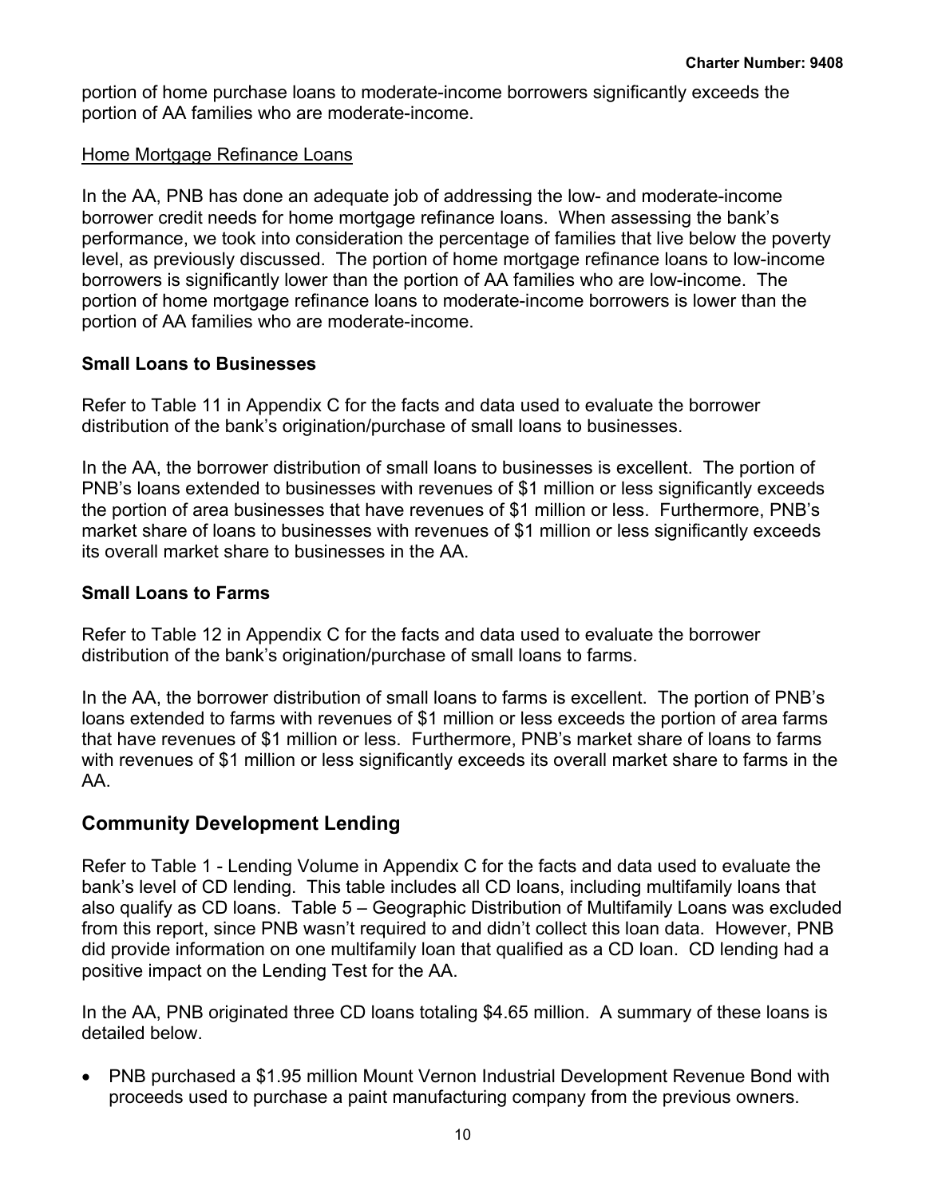portion of home purchase loans to moderate-income borrowers significantly exceeds the portion of AA families who are moderate-income.

Home Mortgage Refinance Loans

In the AA, PNB has done an adequate job of addressing the low- and moderate-income borrower credit needs for home mortgage refinance loans. When assessing the bank's performance, we took into consideration the percentage of families that live below the poverty level, as previously discussed. The portion of home mortgage refinance loans to low-income borrowers is significantly lower than the portion of AA families who are low-income. The portion of home mortgage refinance loans to moderate-income borrowers is lower than the portion of AA families who are moderate-income.

### Small Loans to Businesses

Refer to Table 11 in Appendix C for the facts and data used to evaluate the borrower distribution of the bank's origination/purchase of small loans to businesses.

In the AA, the borrower distribution of small loans to businesses is excellent. The portion of PNB's loans extended to businesses with revenues of $1 million or less significantly exceeds the portion of area businesses that have revenues of $1 million or less. Furthermore, PNB's market share of loans to businesses with revenues of $1 million or less significantly exceeds its overall market share to businesses in the AA.

### Small Loans to Farms

Refer to Table 12 in Appendix C for the facts and data used to evaluate the borrower distribution of the bank's origination/purchase of small loans to farms.

In the AA, the borrower distribution of small loans to farms is excellent. The portion of PNB's loans extended to farms with revenues of $1 million or less exceeds the portion of area farms that have revenues of $1 million or less. Furthermore, PNB's market share of loans to farms with revenues of $1 million or less significantly exceeds its overall market share to farms in the AA.

## Community Development Lending

Refer to Table 1 - Lending Volume in Appendix C for the facts and data used to evaluate the bank's level of CD lending. This table includes all CD loans, including multifamily loans that also qualify as CD loans. Table 5 – Geographic Distribution of Multifamily Loans was excluded from this report, since PNB wasn't required to and didn't collect this loan data. However, PNB did provide information on one multifamily loan that qualified as a CD loan. CD lending had a positive impact on the Lending Test for the AA.

In the AA, PNB originated three CD loans totaling $4.65 million. A summary of these loans is detailed below.

- PNB purchased a $1.95 million Mount Vernon Industrial Development Revenue Bond with proceeds used to purchase a paint manufacturing company from the previous owners.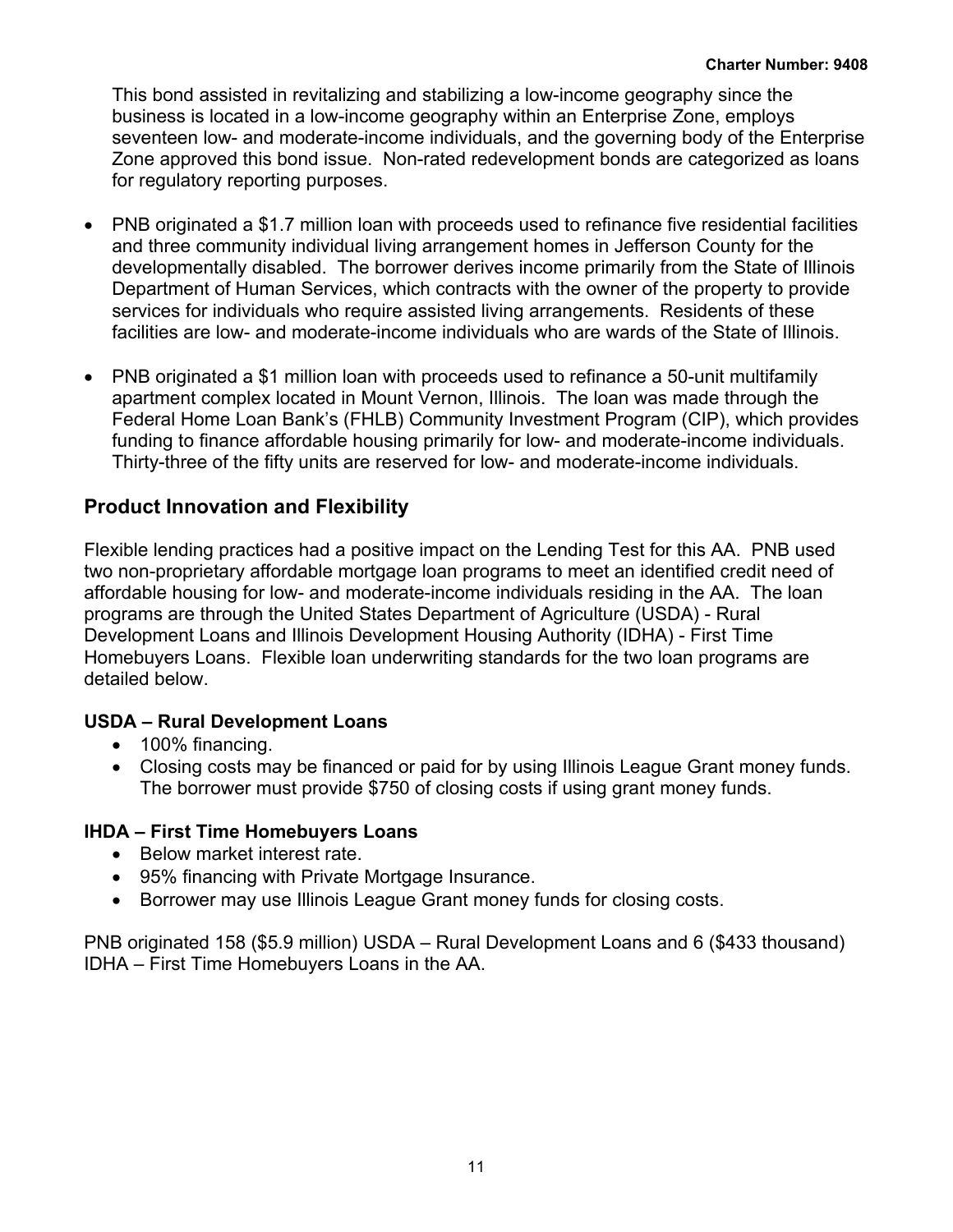This bond assisted in revitalizing and stabilizing a low-income geography since the business is located in a low-income geography within an Enterprise Zone, employs seventeen low- and moderate-income individuals, and the governing body of the Enterprise Zone approved this bond issue. Non-rated redevelopment bonds are categorized as loans for regulatory reporting purposes.

- PNB originated a $1.7 million loan with proceeds used to refinance five residential facilities and three community individual living arrangement homes in Jefferson County for the developmentally disabled. The borrower derives income primarily from the State of Illinois Department of Human Services, which contracts with the owner of the property to provide services for individuals who require assisted living arrangements. Residents of these facilities are low- and moderate-income individuals who are wards of the State of Illinois.

- PNB originated a $1 million loan with proceeds used to refinance a 50-unit multifamily apartment complex located in Mount Vernon, Illinois. The loan was made through the Federal Home Loan Bank's (FHLB) Community Investment Program (CIP), which provides funding to finance affordable housing primarily for low- and moderate-income individuals. Thirty-three of the fifty units are reserved for low- and moderate-income individuals.

## Product Innovation and Flexibility

Flexible lending practices had a positive impact on the Lending Test for this AA. PNB used two non-proprietary affordable mortgage loan programs to meet an identified credit need of affordable housing for low- and moderate-income individuals residing in the AA. The loan programs are through the United States Department of Agriculture (USDA) - Rural Development Loans and Illinois Development Housing Authority (IDHA) - First Time Homebuyers Loans. Flexible loan underwriting standards for the two loan programs are detailed below.

### USDA – Rural Development Loans

- 100% financing.
- Closing costs may be financed or paid for by using Illinois League Grant money funds. The borrower must provide $750 of closing costs if using grant money funds.

### IHDA – First Time Homebuyers Loans

- Below market interest rate.
- 95% financing with Private Mortgage Insurance.
- Borrower may use Illinois League Grant money funds for closing costs.

PNB originated 158 ($5.9 million) USDA – Rural Development Loans and 6 ($433 thousand) IDHA – First Time Homebuyers Loans in the AA.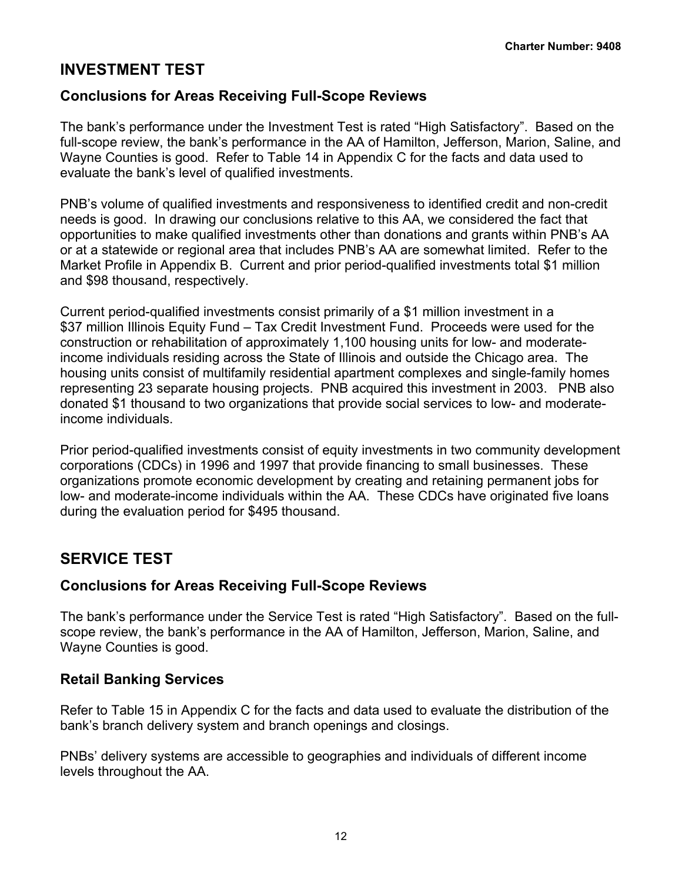## INVESTMENT TEST

### Conclusions for Areas Receiving Full-Scope Reviews

The bank's performance under the Investment Test is rated "High Satisfactory". Based on the full-scope review, the bank's performance in the AA of Hamilton, Jefferson, Marion, Saline, and Wayne Counties is good. Refer to Table 14 in Appendix C for the facts and data used to evaluate the bank's level of qualified investments.

PNB's volume of qualified investments and responsiveness to identified credit and non-credit needs is good. In drawing our conclusions relative to this AA, we considered the fact that opportunities to make qualified investments other than donations and grants within PNB's AA or at a statewide or regional area that includes PNB's AA are somewhat limited. Refer to the Market Profile in Appendix B. Current and prior period-qualified investments total $1 million and $98 thousand, respectively.

Current period-qualified investments consist primarily of a $1 million investment in a $37 million Illinois Equity Fund – Tax Credit Investment Fund. Proceeds were used for the construction or rehabilitation of approximately 1,100 housing units for low- and moderate-income individuals residing across the State of Illinois and outside the Chicago area. The housing units consist of multifamily residential apartment complexes and single-family homes representing 23 separate housing projects. PNB acquired this investment in 2003. PNB also donated $1 thousand to two organizations that provide social services to low- and moderate-income individuals.

Prior period-qualified investments consist of equity investments in two community development corporations (CDCs) in 1996 and 1997 that provide financing to small businesses. These organizations promote economic development by creating and retaining permanent jobs for low- and moderate-income individuals within the AA. These CDCs have originated five loans during the evaluation period for $495 thousand.

## SERVICE TEST

### Conclusions for Areas Receiving Full-Scope Reviews

The bank's performance under the Service Test is rated "High Satisfactory". Based on the full-scope review, the bank's performance in the AA of Hamilton, Jefferson, Marion, Saline, and Wayne Counties is good.

### Retail Banking Services

Refer to Table 15 in Appendix C for the facts and data used to evaluate the distribution of the bank's branch delivery system and branch openings and closings.

PNBs' delivery systems are accessible to geographies and individuals of different income levels throughout the AA.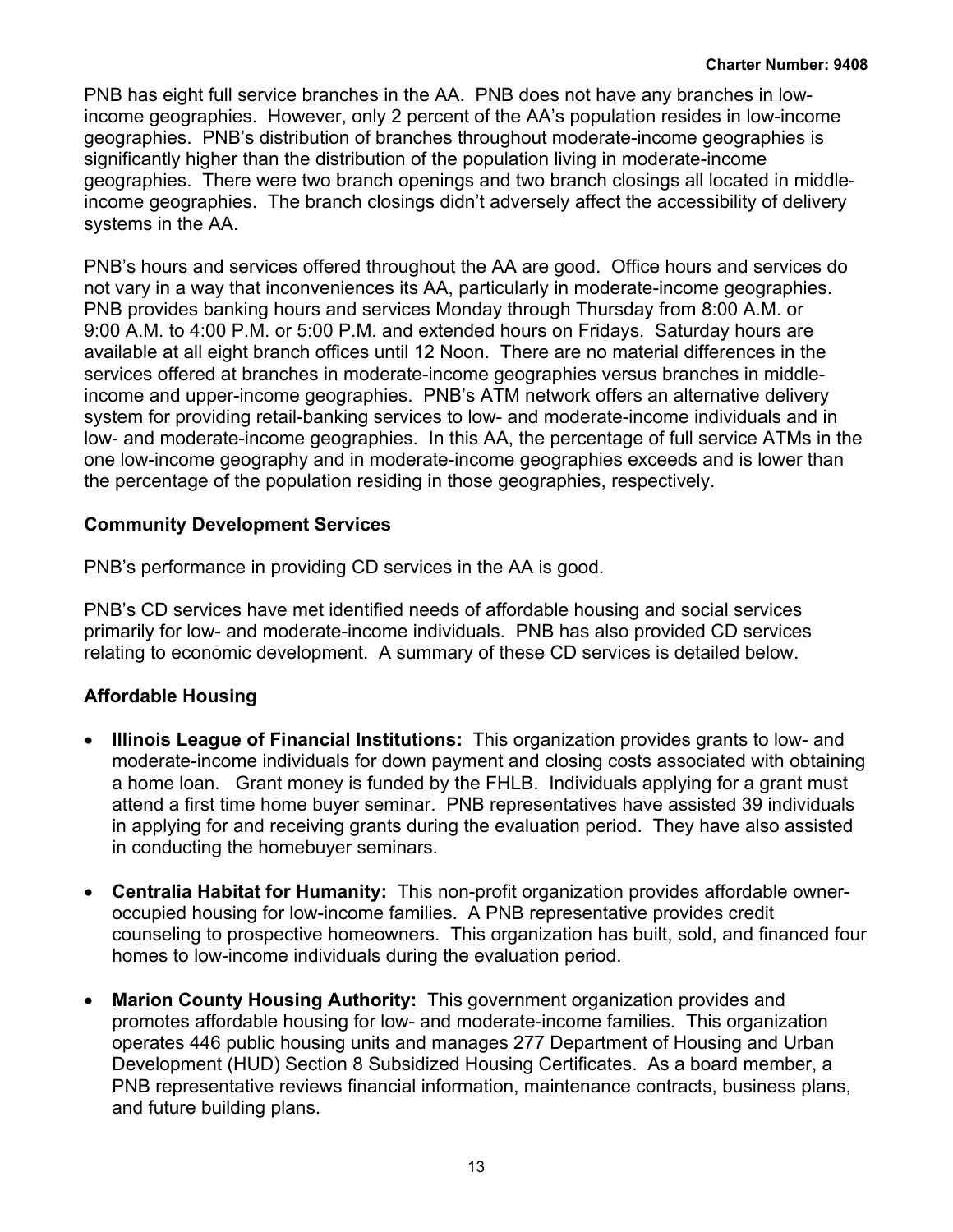PNB has eight full service branches in the AA. PNB does not have any branches in low-income geographies. However, only 2 percent of the AA's population resides in low-income geographies. PNB's distribution of branches throughout moderate-income geographies is significantly higher than the distribution of the population living in moderate-income geographies. There were two branch openings and two branch closings all located in middle-income geographies. The branch closings didn't adversely affect the accessibility of delivery systems in the AA.

PNB's hours and services offered throughout the AA are good. Office hours and services do not vary in a way that inconveniences its AA, particularly in moderate-income geographies. PNB provides banking hours and services Monday through Thursday from 8:00 A.M. or 9:00 A.M. to 4:00 P.M. or 5:00 P.M. and extended hours on Fridays. Saturday hours are available at all eight branch offices until 12 Noon. There are no material differences in the services offered at branches in moderate-income geographies versus branches in middle-income and upper-income geographies. PNB's ATM network offers an alternative delivery system for providing retail-banking services to low- and moderate-income individuals and in low- and moderate-income geographies. In this AA, the percentage of full service ATMs in the one low-income geography and in moderate-income geographies exceeds and is lower than the percentage of the population residing in those geographies, respectively.

**Community Development Services**

PNB's performance in providing CD services in the AA is good.

PNB's CD services have met identified needs of affordable housing and social services primarily for low- and moderate-income individuals. PNB has also provided CD services relating to economic development. A summary of these CD services is detailed below.

**Affordable Housing**

- **Illinois League of Financial Institutions:** This organization provides grants to low- and moderate-income individuals for down payment and closing costs associated with obtaining a home loan. Grant money is funded by the FHLB. Individuals applying for a grant must attend a first time home buyer seminar. PNB representatives have assisted 39 individuals in applying for and receiving grants during the evaluation period. They have also assisted in conducting the homebuyer seminars.

- **Centralia Habitat for Humanity:** This non-profit organization provides affordable owner-occupied housing for low-income families. A PNB representative provides credit counseling to prospective homeowners. This organization has built, sold, and financed four homes to low-income individuals during the evaluation period.

- **Marion County Housing Authority:** This government organization provides and promotes affordable housing for low- and moderate-income families. This organization operates 446 public housing units and manages 277 Department of Housing and Urban Development (HUD) Section 8 Subsidized Housing Certificates. As a board member, a PNB representative reviews financial information, maintenance contracts, business plans, and future building plans.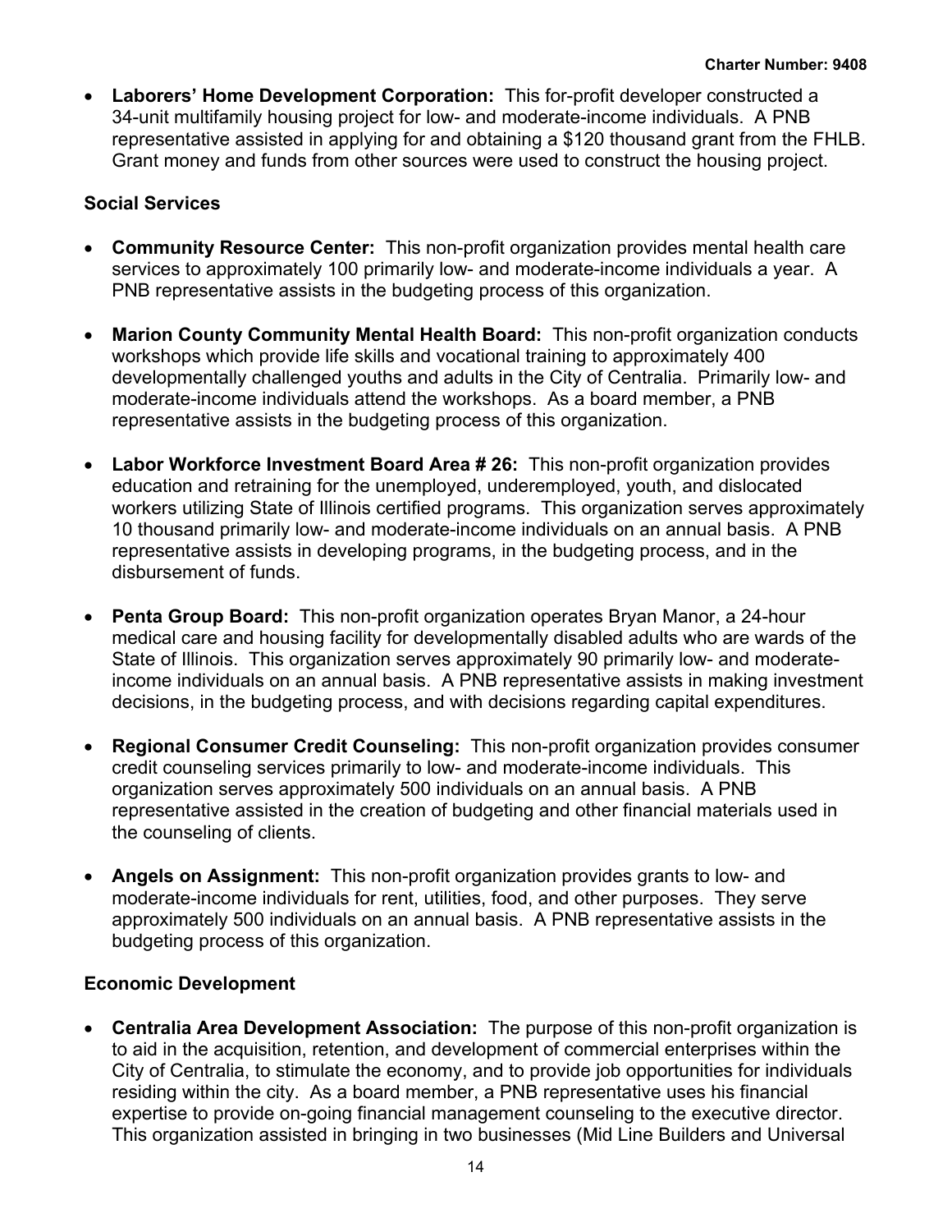- **Laborers' Home Development Corporation:** This for-profit developer constructed a 34-unit multifamily housing project for low- and moderate-income individuals. A PNB representative assisted in applying for and obtaining a $120 thousand grant from the FHLB. Grant money and funds from other sources were used to construct the housing project.

**Social Services**

- **Community Resource Center:** This non-profit organization provides mental health care services to approximately 100 primarily low- and moderate-income individuals a year. A PNB representative assists in the budgeting process of this organization.

- **Marion County Community Mental Health Board:** This non-profit organization conducts workshops which provide life skills and vocational training to approximately 400 developmentally challenged youths and adults in the City of Centralia. Primarily low- and moderate-income individuals attend the workshops. As a board member, a PNB representative assists in the budgeting process of this organization.

- **Labor Workforce Investment Board Area # 26:** This non-profit organization provides education and retraining for the unemployed, underemployed, youth, and dislocated workers utilizing State of Illinois certified programs. This organization serves approximately 10 thousand primarily low- and moderate-income individuals on an annual basis. A PNB representative assists in developing programs, in the budgeting process, and in the disbursement of funds.

- **Penta Group Board:** This non-profit organization operates Bryan Manor, a 24-hour medical care and housing facility for developmentally disabled adults who are wards of the State of Illinois. This organization serves approximately 90 primarily low- and moderate-income individuals on an annual basis. A PNB representative assists in making investment decisions, in the budgeting process, and with decisions regarding capital expenditures.

- **Regional Consumer Credit Counseling:** This non-profit organization provides consumer credit counseling services primarily to low- and moderate-income individuals. This organization serves approximately 500 individuals on an annual basis. A PNB representative assisted in the creation of budgeting and other financial materials used in the counseling of clients.

- **Angels on Assignment:** This non-profit organization provides grants to low- and moderate-income individuals for rent, utilities, food, and other purposes. They serve approximately 500 individuals on an annual basis. A PNB representative assists in the budgeting process of this organization.

**Economic Development**

- **Centralia Area Development Association:** The purpose of this non-profit organization is to aid in the acquisition, retention, and development of commercial enterprises within the City of Centralia, to stimulate the economy, and to provide job opportunities for individuals residing within the city. As a board member, a PNB representative uses his financial expertise to provide on-going financial management counseling to the executive director. This organization assisted in bringing in two businesses (Mid Line Builders and Universal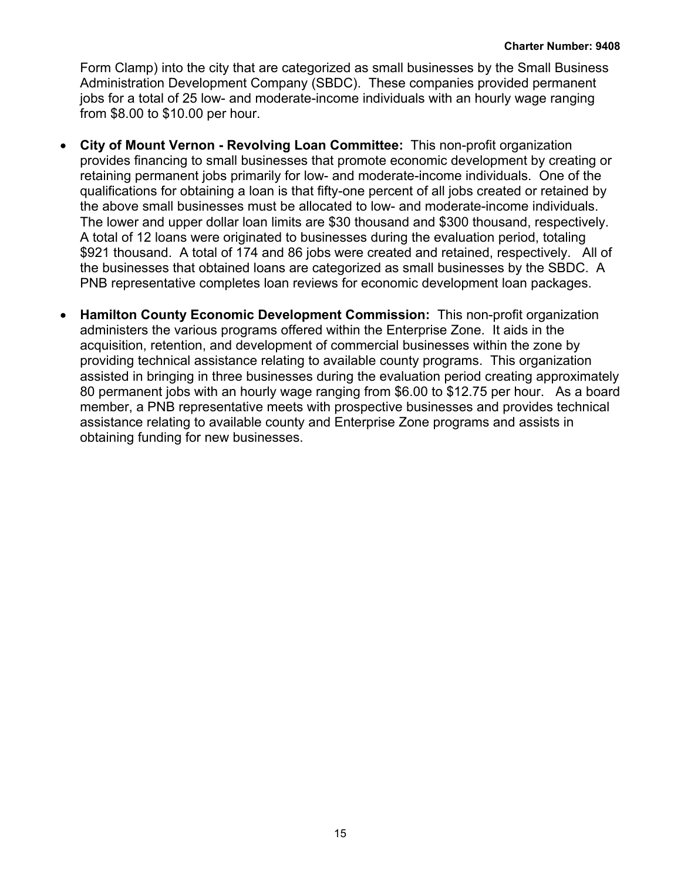Form Clamp) into the city that are categorized as small businesses by the Small Business Administration Development Company (SBDC). These companies provided permanent jobs for a total of 25 low- and moderate-income individuals with an hourly wage ranging from $8.00 to $10.00 per hour.

- **City of Mount Vernon - Revolving Loan Committee:** This non-profit organization provides financing to small businesses that promote economic development by creating or retaining permanent jobs primarily for low- and moderate-income individuals. One of the qualifications for obtaining a loan is that fifty-one percent of all jobs created or retained by the above small businesses must be allocated to low- and moderate-income individuals. The lower and upper dollar loan limits are $30 thousand and $300 thousand, respectively. A total of 12 loans were originated to businesses during the evaluation period, totaling $921 thousand. A total of 174 and 86 jobs were created and retained, respectively. All of the businesses that obtained loans are categorized as small businesses by the SBDC. A PNB representative completes loan reviews for economic development loan packages.

- **Hamilton County Economic Development Commission:** This non-profit organization administers the various programs offered within the Enterprise Zone. It aids in the acquisition, retention, and development of commercial businesses within the zone by providing technical assistance relating to available county programs. This organization assisted in bringing in three businesses during the evaluation period creating approximately 80 permanent jobs with an hourly wage ranging from $6.00 to $12.75 per hour. As a board member, a PNB representative meets with prospective businesses and provides technical assistance relating to available county and Enterprise Zone programs and assists in obtaining funding for new businesses.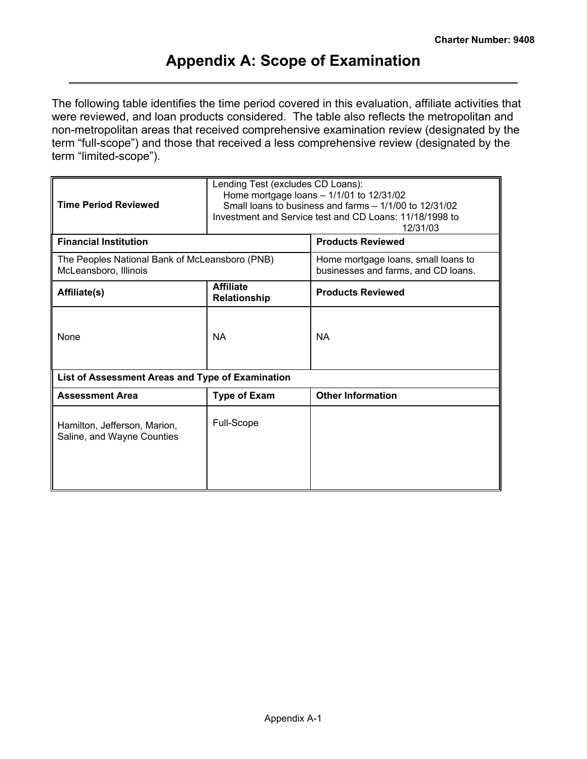# Appendix A: Scope of Examination

The following table identifies the time period covered in this evaluation, affiliate activities that were reviewed, and loan products considered. The table also reflects the metropolitan and non-metropolitan areas that received comprehensive examination review (designated by the term "full-scope") and those that received a less comprehensive review (designated by the term "limited-scope").

| **Time Period Reviewed** | Lending Test (excludes CD Loans):<br>Home mortgage loans – 1/1/01 to 12/31/02<br>Small loans to business and farms – 1/1/00 to 12/31/02<br>Investment and Service test and CD Loans: 11/18/1998 to 12/31/03 | |
|---|---|---|
| **Financial Institution** | | **Products Reviewed** |
| The Peoples National Bank of McLeansboro (PNB)<br>McLeansboro, Illinois | | Home mortgage loans, small loans to businesses and farms, and CD loans. |
| **Affiliate(s)** | **Affiliate Relationship** | **Products Reviewed** |
| None | NA | NA |
| **List of Assessment Areas and Type of Examination** | | |
| **Assessment Area** | **Type of Exam** | **Other Information** |
| Hamilton, Jefferson, Marion, Saline, and Wayne Counties | Full-Scope | |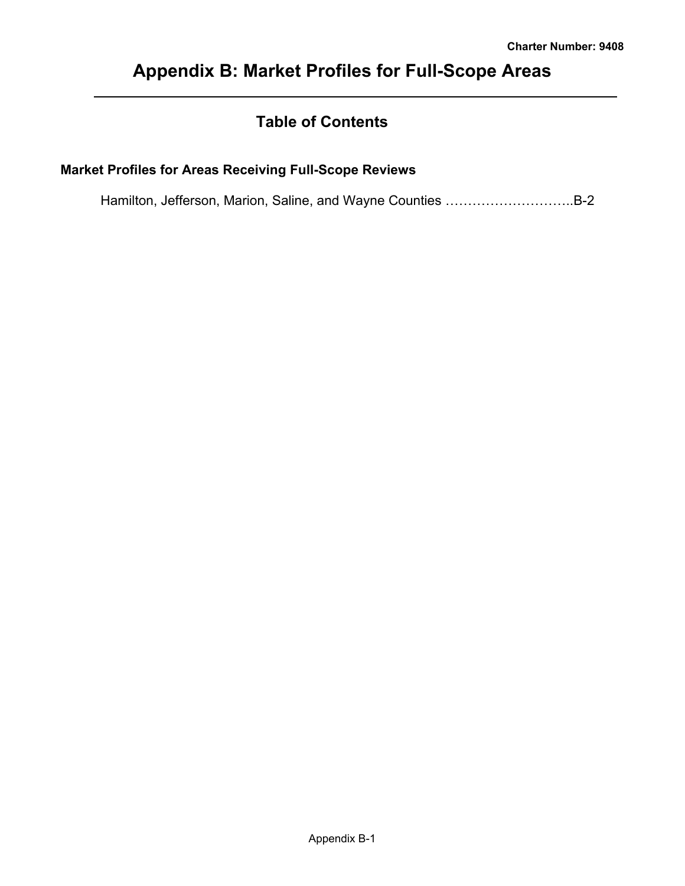# Appendix B: Market Profiles for Full-Scope Areas

## Table of Contents

**Market Profiles for Areas Receiving Full-Scope Reviews**

Hamilton, Jefferson, Marion, Saline, and Wayne Counties ………………………..B-2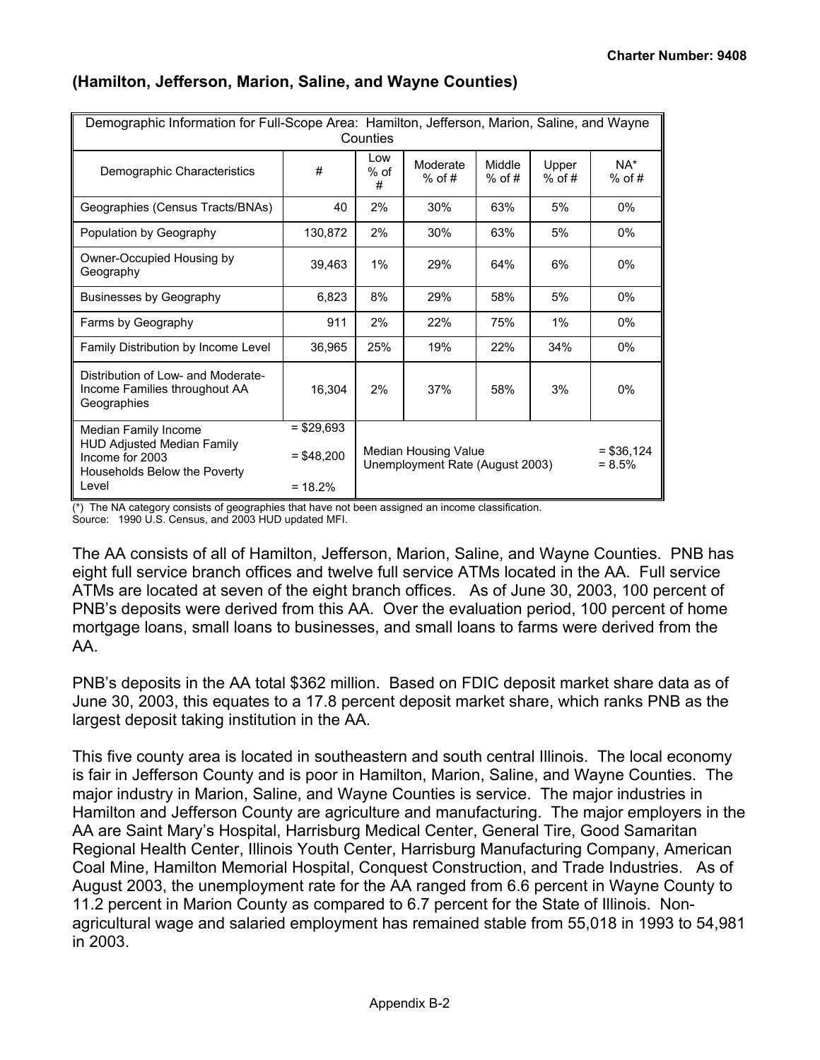### (Hamilton, Jefferson, Marion, Saline, and Wayne Counties)

| Demographic Information for Full-Scope Area: Hamilton, Jefferson, Marion, Saline, and Wayne Counties | | | | | | |
|---|---|---|---|---|---|---|
| Demographic Characteristics | # | Low % of # | Moderate % of # | Middle % of # | Upper % of # | NA* % of # |
| Geographies (Census Tracts/BNAs) | 40 | 2% | 30% | 63% | 5% | 0% |
| Population by Geography | 130,872 | 2% | 30% | 63% | 5% | 0% |
| Owner-Occupied Housing by Geography | 39,463 | 1% | 29% | 64% | 6% | 0% |
| Businesses by Geography | 6,823 | 8% | 29% | 58% | 5% | 0% |
| Farms by Geography | 911 | 2% | 22% | 75% | 1% | 0% |
| Family Distribution by Income Level | 36,965 | 25% | 19% | 22% | 34% | 0% |
| Distribution of Low- and Moderate-Income Families throughout AA Geographies | 16,304 | 2% | 37% | 58% | 3% | 0% |
| Median Family Income<br>HUD Adjusted Median Family Income for 2003<br>Households Below the Poverty Level | = $29,693<br>= $48,200<br>= 18.2% | Median Housing Value<br>Unemployment Rate (August 2003) | | | | = $36,124<br>= 8.5% |

(*) The NA category consists of geographies that have not been assigned an income classification.
Source: 1990 U.S. Census, and 2003 HUD updated MFI.

The AA consists of all of Hamilton, Jefferson, Marion, Saline, and Wayne Counties. PNB has eight full service branch offices and twelve full service ATMs located in the AA. Full service ATMs are located at seven of the eight branch offices. As of June 30, 2003, 100 percent of PNB's deposits were derived from this AA. Over the evaluation period, 100 percent of home mortgage loans, small loans to businesses, and small loans to farms were derived from the AA.

PNB's deposits in the AA total $362 million. Based on FDIC deposit market share data as of June 30, 2003, this equates to a 17.8 percent deposit market share, which ranks PNB as the largest deposit taking institution in the AA.

This five county area is located in southeastern and south central Illinois. The local economy is fair in Jefferson County and is poor in Hamilton, Marion, Saline, and Wayne Counties. The major industry in Marion, Saline, and Wayne Counties is service. The major industries in Hamilton and Jefferson County are agriculture and manufacturing. The major employers in the AA are Saint Mary's Hospital, Harrisburg Medical Center, General Tire, Good Samaritan Regional Health Center, Illinois Youth Center, Harrisburg Manufacturing Company, American Coal Mine, Hamilton Memorial Hospital, Conquest Construction, and Trade Industries. As of August 2003, the unemployment rate for the AA ranged from 6.6 percent in Wayne County to 11.2 percent in Marion County as compared to 6.7 percent for the State of Illinois. Non-agricultural wage and salaried employment has remained stable from 55,018 in 1993 to 54,981 in 2003.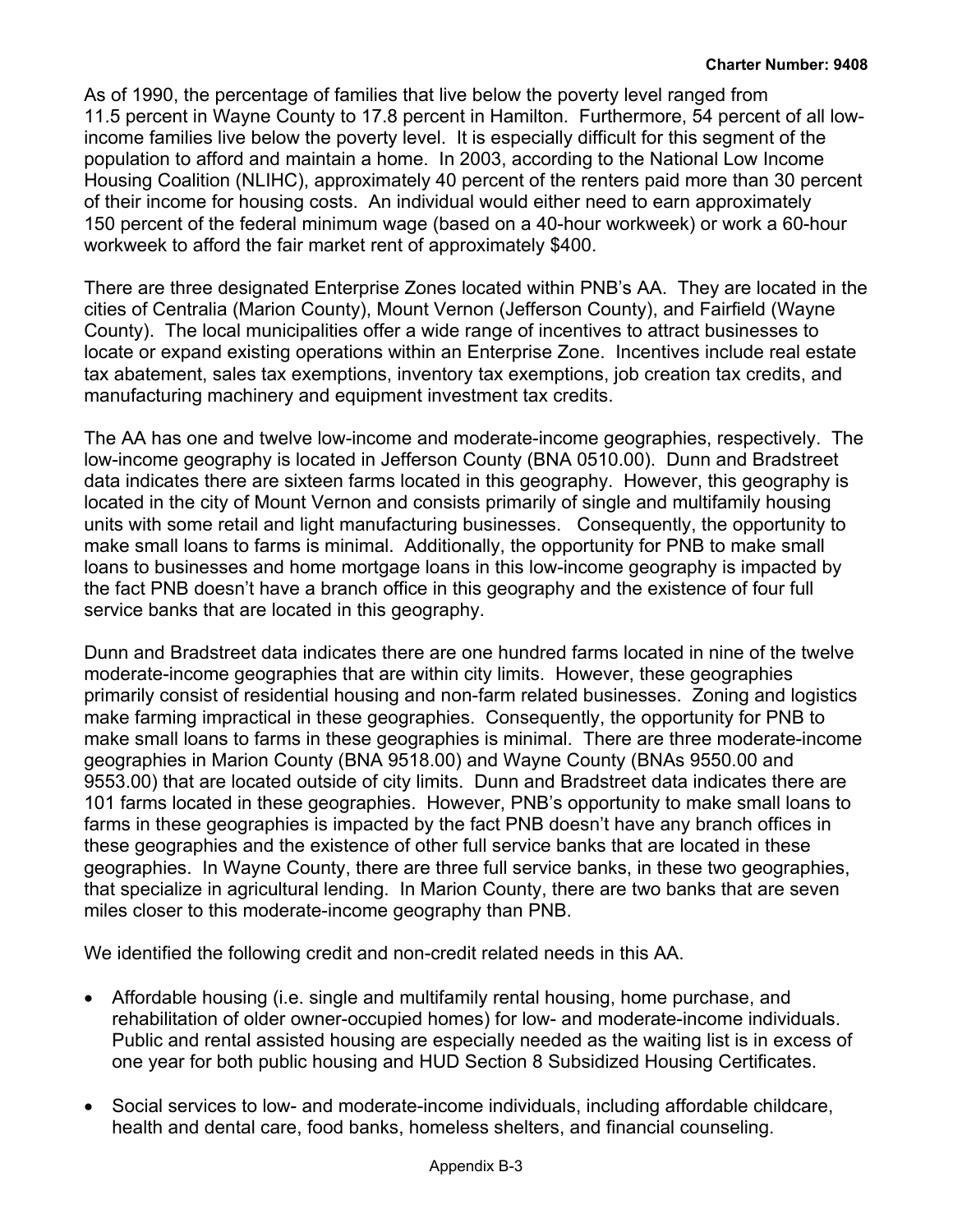As of 1990, the percentage of families that live below the poverty level ranged from 11.5 percent in Wayne County to 17.8 percent in Hamilton. Furthermore, 54 percent of all low-income families live below the poverty level. It is especially difficult for this segment of the population to afford and maintain a home. In 2003, according to the National Low Income Housing Coalition (NLIHC), approximately 40 percent of the renters paid more than 30 percent of their income for housing costs. An individual would either need to earn approximately 150 percent of the federal minimum wage (based on a 40-hour workweek) or work a 60-hour workweek to afford the fair market rent of approximately $400.

There are three designated Enterprise Zones located within PNB's AA. They are located in the cities of Centralia (Marion County), Mount Vernon (Jefferson County), and Fairfield (Wayne County). The local municipalities offer a wide range of incentives to attract businesses to locate or expand existing operations within an Enterprise Zone. Incentives include real estate tax abatement, sales tax exemptions, inventory tax exemptions, job creation tax credits, and manufacturing machinery and equipment investment tax credits.

The AA has one and twelve low-income and moderate-income geographies, respectively. The low-income geography is located in Jefferson County (BNA 0510.00). Dunn and Bradstreet data indicates there are sixteen farms located in this geography. However, this geography is located in the city of Mount Vernon and consists primarily of single and multifamily housing units with some retail and light manufacturing businesses. Consequently, the opportunity to make small loans to farms is minimal. Additionally, the opportunity for PNB to make small loans to businesses and home mortgage loans in this low-income geography is impacted by the fact PNB doesn't have a branch office in this geography and the existence of four full service banks that are located in this geography.

Dunn and Bradstreet data indicates there are one hundred farms located in nine of the twelve moderate-income geographies that are within city limits. However, these geographies primarily consist of residential housing and non-farm related businesses. Zoning and logistics make farming impractical in these geographies. Consequently, the opportunity for PNB to make small loans to farms in these geographies is minimal. There are three moderate-income geographies in Marion County (BNA 9518.00) and Wayne County (BNAs 9550.00 and 9553.00) that are located outside of city limits. Dunn and Bradstreet data indicates there are 101 farms located in these geographies. However, PNB's opportunity to make small loans to farms in these geographies is impacted by the fact PNB doesn't have any branch offices in these geographies and the existence of other full service banks that are located in these geographies. In Wayne County, there are three full service banks, in these two geographies, that specialize in agricultural lending. In Marion County, there are two banks that are seven miles closer to this moderate-income geography than PNB.

We identified the following credit and non-credit related needs in this AA.

- Affordable housing (i.e. single and multifamily rental housing, home purchase, and rehabilitation of older owner-occupied homes) for low- and moderate-income individuals. Public and rental assisted housing are especially needed as the waiting list is in excess of one year for both public housing and HUD Section 8 Subsidized Housing Certificates.

- Social services to low- and moderate-income individuals, including affordable childcare, health and dental care, food banks, homeless shelters, and financial counseling.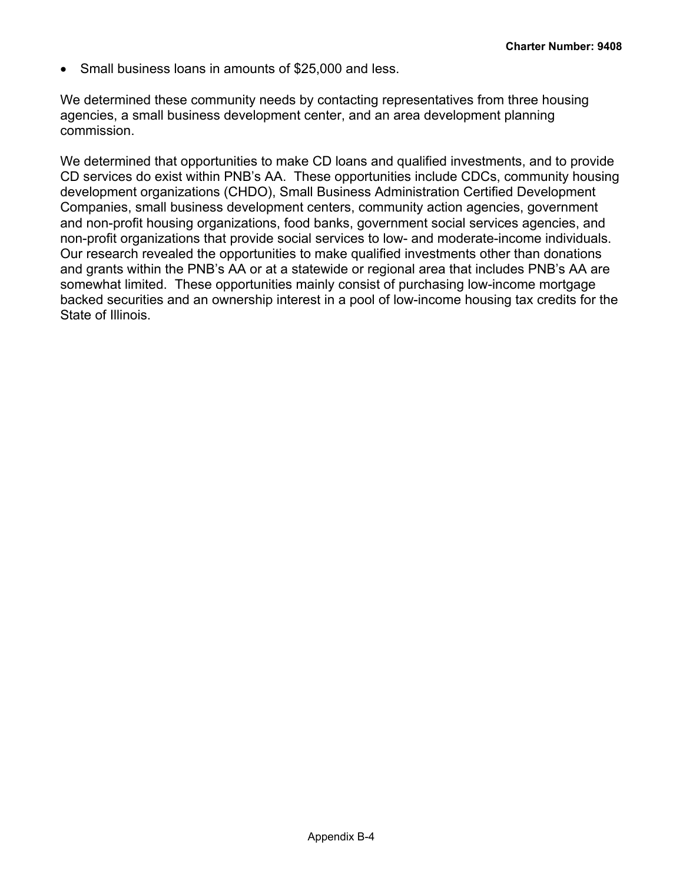- Small business loans in amounts of $25,000 and less.

We determined these community needs by contacting representatives from three housing agencies, a small business development center, and an area development planning commission.

We determined that opportunities to make CD loans and qualified investments, and to provide CD services do exist within PNB's AA. These opportunities include CDCs, community housing development organizations (CHDO), Small Business Administration Certified Development Companies, small business development centers, community action agencies, government and non-profit housing organizations, food banks, government social services agencies, and non-profit organizations that provide social services to low- and moderate-income individuals. Our research revealed the opportunities to make qualified investments other than donations and grants within the PNB's AA or at a statewide or regional area that includes PNB's AA are somewhat limited. These opportunities mainly consist of purchasing low-income mortgage backed securities and an ownership interest in a pool of low-income housing tax credits for the State of Illinois.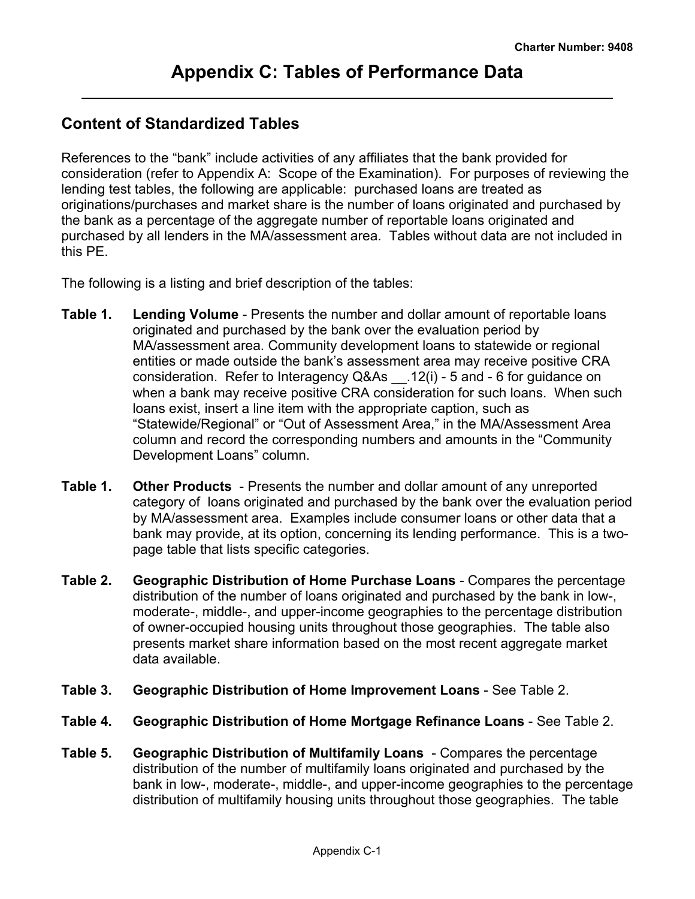# Appendix C: Tables of Performance Data

## Content of Standardized Tables

References to the "bank" include activities of any affiliates that the bank provided for consideration (refer to Appendix A: Scope of the Examination). For purposes of reviewing the lending test tables, the following are applicable: purchased loans are treated as originations/purchases and market share is the number of loans originated and purchased by the bank as a percentage of the aggregate number of reportable loans originated and purchased by all lenders in the MA/assessment area. Tables without data are not included in this PE.

The following is a listing and brief description of the tables:

**Table 1.** **Lending Volume** - Presents the number and dollar amount of reportable loans originated and purchased by the bank over the evaluation period by MA/assessment area. Community development loans to statewide or regional entities or made outside the bank's assessment area may receive positive CRA consideration. Refer to Interagency Q&As __.12(i) - 5 and - 6 for guidance on when a bank may receive positive CRA consideration for such loans. When such loans exist, insert a line item with the appropriate caption, such as "Statewide/Regional" or "Out of Assessment Area," in the MA/Assessment Area column and record the corresponding numbers and amounts in the "Community Development Loans" column.

**Table 1.** **Other Products** - Presents the number and dollar amount of any unreported category of loans originated and purchased by the bank over the evaluation period by MA/assessment area. Examples include consumer loans or other data that a bank may provide, at its option, concerning its lending performance. This is a two-page table that lists specific categories.

**Table 2.** **Geographic Distribution of Home Purchase Loans** - Compares the percentage distribution of the number of loans originated and purchased by the bank in low-, moderate-, middle-, and upper-income geographies to the percentage distribution of owner-occupied housing units throughout those geographies. The table also presents market share information based on the most recent aggregate market data available.

**Table 3.** **Geographic Distribution of Home Improvement Loans** - See Table 2.

**Table 4.** **Geographic Distribution of Home Mortgage Refinance Loans** - See Table 2.

**Table 5.** **Geographic Distribution of Multifamily Loans** - Compares the percentage distribution of the number of multifamily loans originated and purchased by the bank in low-, moderate-, middle-, and upper-income geographies to the percentage distribution of multifamily housing units throughout those geographies. The table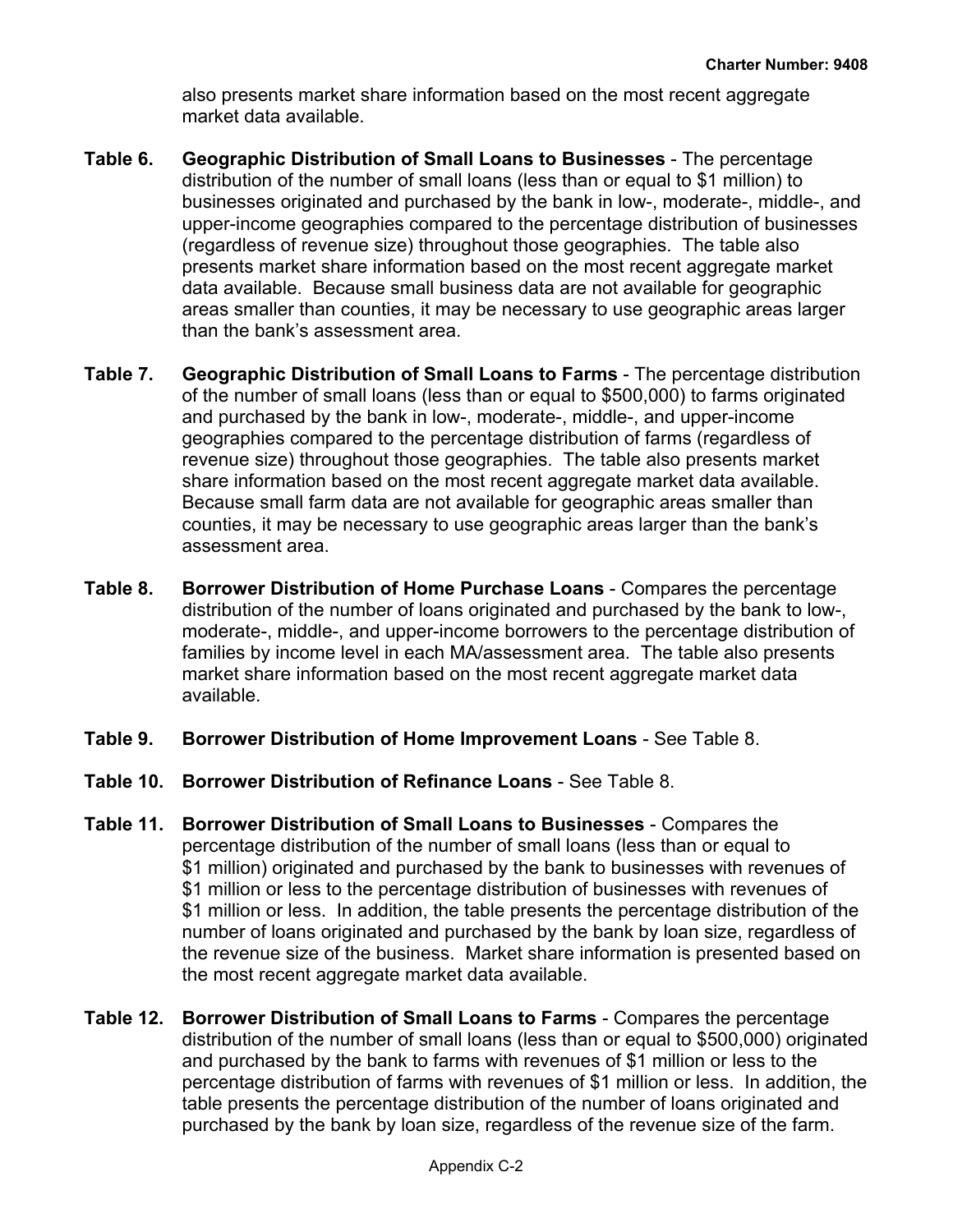also presents market share information based on the most recent aggregate market data available.

**Table 6. Geographic Distribution of Small Loans to Businesses** - The percentage distribution of the number of small loans (less than or equal to $1 million) to businesses originated and purchased by the bank in low-, moderate-, middle-, and upper-income geographies compared to the percentage distribution of businesses (regardless of revenue size) throughout those geographies. The table also presents market share information based on the most recent aggregate market data available. Because small business data are not available for geographic areas smaller than counties, it may be necessary to use geographic areas larger than the bank's assessment area.

**Table 7. Geographic Distribution of Small Loans to Farms** - The percentage distribution of the number of small loans (less than or equal to $500,000) to farms originated and purchased by the bank in low-, moderate-, middle-, and upper-income geographies compared to the percentage distribution of farms (regardless of revenue size) throughout those geographies. The table also presents market share information based on the most recent aggregate market data available. Because small farm data are not available for geographic areas smaller than counties, it may be necessary to use geographic areas larger than the bank's assessment area.

**Table 8. Borrower Distribution of Home Purchase Loans** - Compares the percentage distribution of the number of loans originated and purchased by the bank to low-, moderate-, middle-, and upper-income borrowers to the percentage distribution of families by income level in each MA/assessment area. The table also presents market share information based on the most recent aggregate market data available.

**Table 9. Borrower Distribution of Home Improvement Loans** - See Table 8.

**Table 10. Borrower Distribution of Refinance Loans** - See Table 8.

**Table 11. Borrower Distribution of Small Loans to Businesses** - Compares the percentage distribution of the number of small loans (less than or equal to $1 million) originated and purchased by the bank to businesses with revenues of $1 million or less to the percentage distribution of businesses with revenues of $1 million or less. In addition, the table presents the percentage distribution of the number of loans originated and purchased by the bank by loan size, regardless of the revenue size of the business. Market share information is presented based on the most recent aggregate market data available.

**Table 12. Borrower Distribution of Small Loans to Farms** - Compares the percentage distribution of the number of small loans (less than or equal to $500,000) originated and purchased by the bank to farms with revenues of $1 million or less to the percentage distribution of farms with revenues of $1 million or less. In addition, the table presents the percentage distribution of the number of loans originated and purchased by the bank by loan size, regardless of the revenue size of the farm.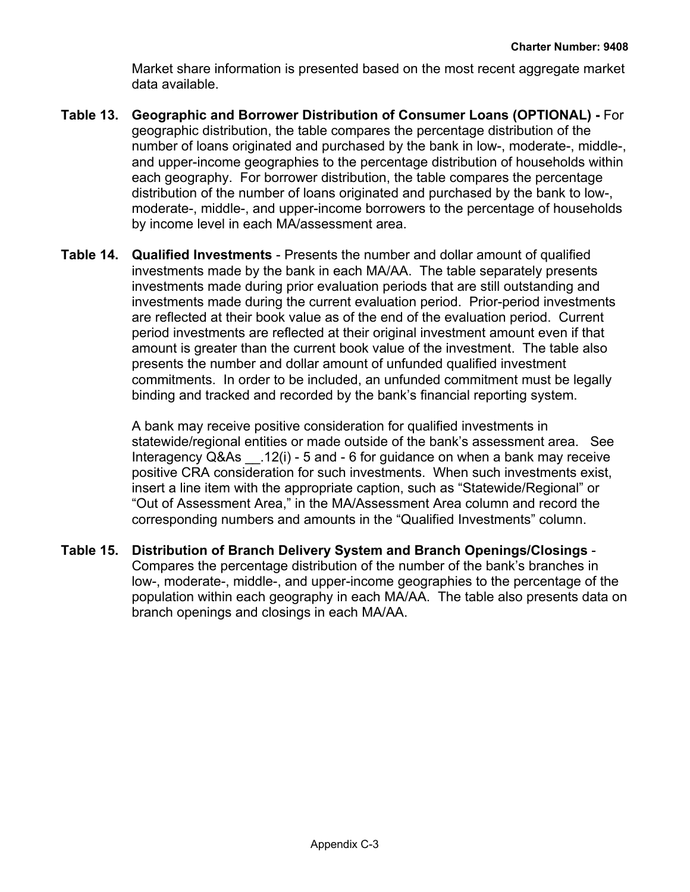Market share information is presented based on the most recent aggregate market data available.

**Table 13. Geographic and Borrower Distribution of Consumer Loans (OPTIONAL) -** For geographic distribution, the table compares the percentage distribution of the number of loans originated and purchased by the bank in low-, moderate-, middle-, and upper-income geographies to the percentage distribution of households within each geography. For borrower distribution, the table compares the percentage distribution of the number of loans originated and purchased by the bank to low-, moderate-, middle-, and upper-income borrowers to the percentage of households by income level in each MA/assessment area.

**Table 14. Qualified Investments** - Presents the number and dollar amount of qualified investments made by the bank in each MA/AA. The table separately presents investments made during prior evaluation periods that are still outstanding and investments made during the current evaluation period. Prior-period investments are reflected at their book value as of the end of the evaluation period. Current period investments are reflected at their original investment amount even if that amount is greater than the current book value of the investment. The table also presents the number and dollar amount of unfunded qualified investment commitments. In order to be included, an unfunded commitment must be legally binding and tracked and recorded by the bank's financial reporting system.

A bank may receive positive consideration for qualified investments in statewide/regional entities or made outside of the bank's assessment area. See Interagency Q&As __.12(i) - 5 and - 6 for guidance on when a bank may receive positive CRA consideration for such investments. When such investments exist, insert a line item with the appropriate caption, such as "Statewide/Regional" or "Out of Assessment Area," in the MA/Assessment Area column and record the corresponding numbers and amounts in the "Qualified Investments" column.

**Table 15. Distribution of Branch Delivery System and Branch Openings/Closings** - Compares the percentage distribution of the number of the bank's branches in low-, moderate-, middle-, and upper-income geographies to the percentage of the population within each geography in each MA/AA. The table also presents data on branch openings and closings in each MA/AA.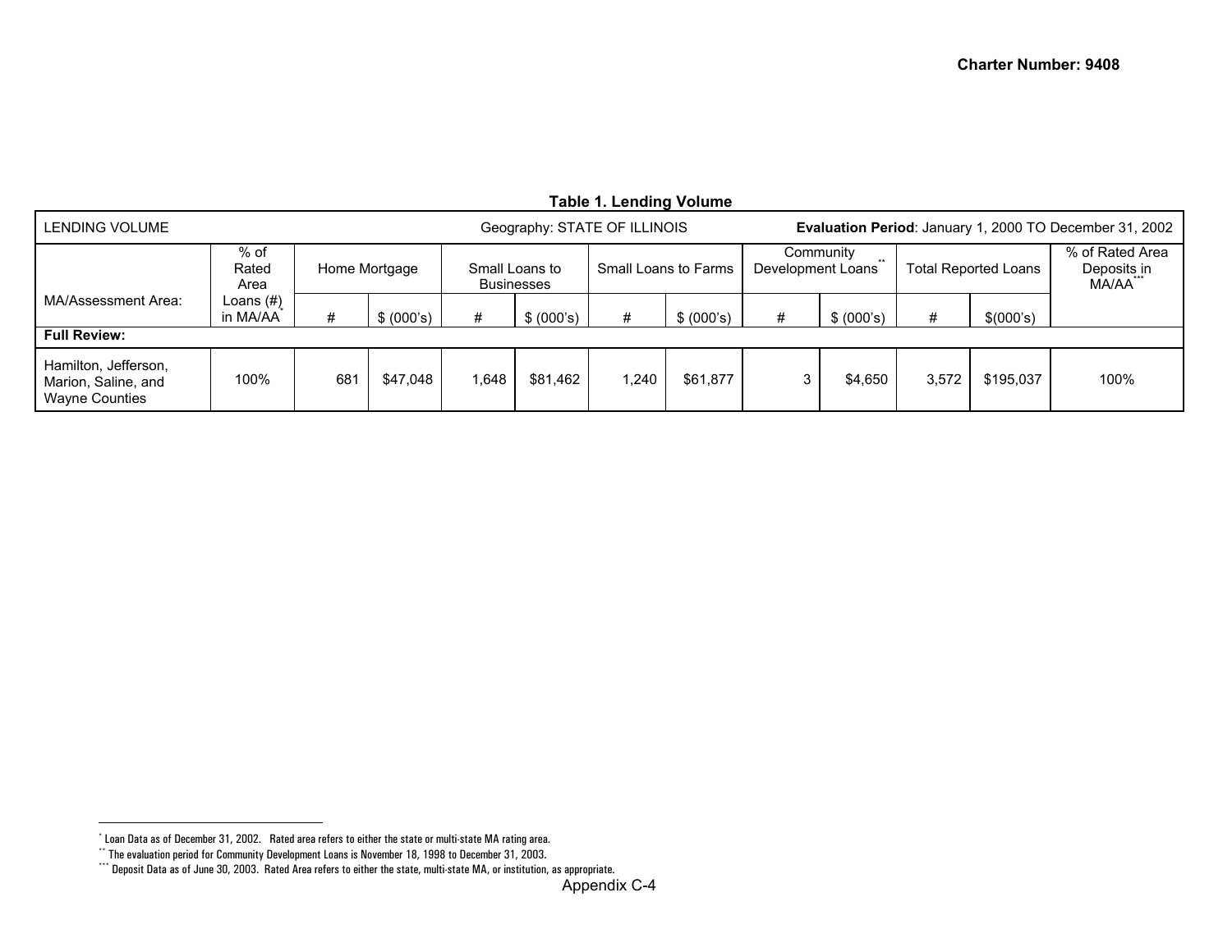Charter Number: 9408

**Table 1. Lending Volume**

| LENDING VOLUME | | Geography: STATE OF ILLINOIS | | | | | | | | | | **Evaluation Period**: January 1, 2000 TO December 31, 2002 |
|---|---|---|---|---|---|---|---|---|---|---|---|---|
| MA/Assessment Area: | % of Rated Area Loans (#) in MA/AA* | Home Mortgage | | Small Loans to Businesses | | Small Loans to Farms | | Community Development Loans** | | Total Reported Loans | | % of Rated Area Deposits in MA/AA*** |
| | | # | $ (000's) | # | $ (000's) | # | $ (000's) | # | $ (000's) | # | $(000's) | |
| **Full Review:** | | | | | | | | | | | | |
| Hamilton, Jefferson, Marion, Saline, and Wayne Counties | 100% | 681 | $47,048 | 1,648 | $81,462 | 1,240 | $61,877 | 3 | $4,650 | 3,572 | $195,037 | 100% |

---

\* Loan Data as of December 31, 2002. Rated area refers to either the state or multi-state MA rating area.

\** The evaluation period for Community Development Loans is November 18, 1998 to December 31, 2003.

\*** Deposit Data as of June 30, 2003. Rated Area refers to either the state, multi-state MA, or institution, as appropriate.

Appendix C-4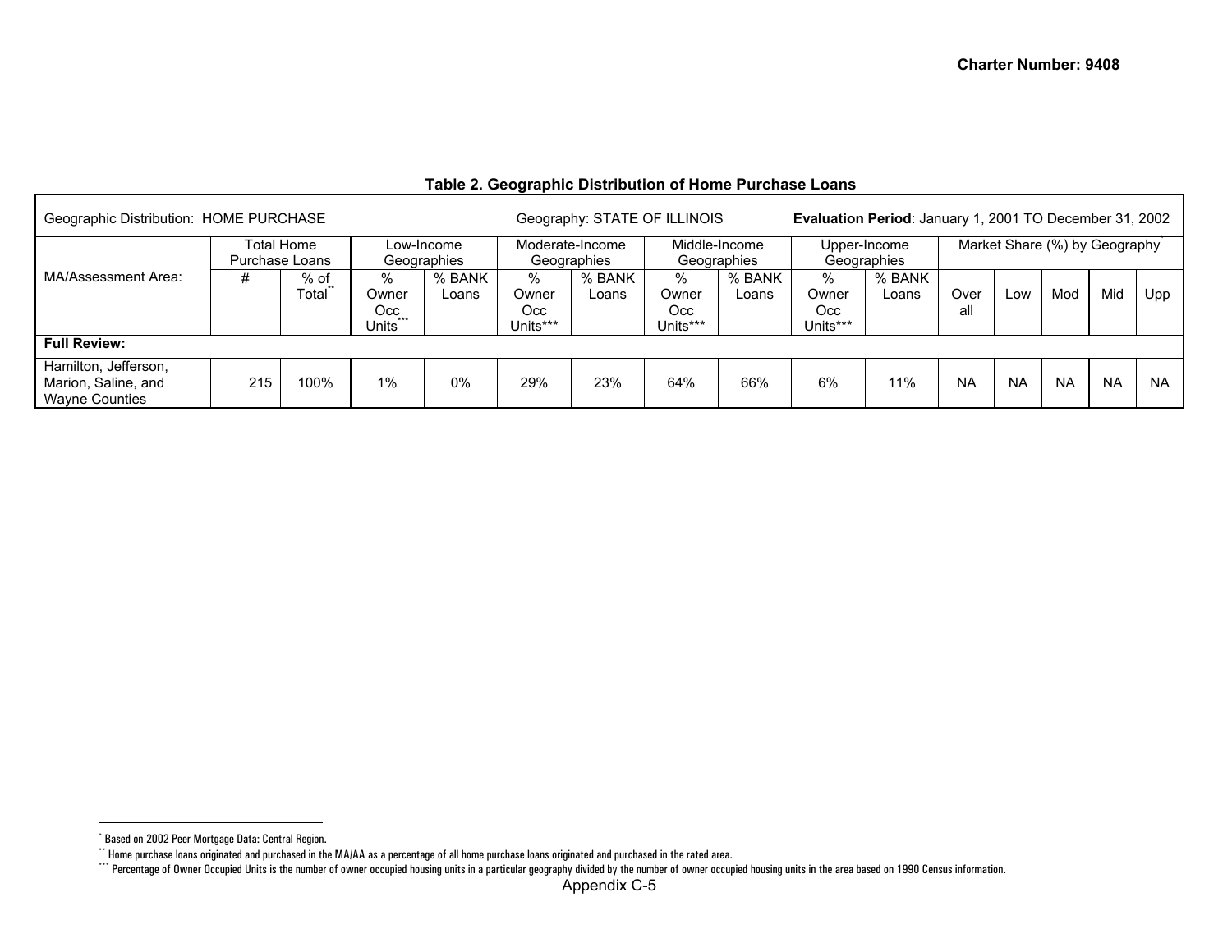**Table 2. Geographic Distribution of Home Purchase Loans**

| Geographic Distribution: HOME PURCHASE | | | Geography: STATE OF ILLINOIS | | | | | | Evaluation Period: January 1, 2001 TO December 31, 2002 | | | | | | |
|---|---|---|---|---|---|---|---|---|---|---|---|---|---|---|---|
| MA/Assessment Area: | Total Home Purchase Loans | | Low-Income Geographies | | Moderate-Income Geographies | | Middle-Income Geographies | | Upper-Income Geographies | | Market Share (%) by Geography* | | | | |
| | # | % of Total** | % Owner Occ Units*** | % BANK Loans | % Owner Occ Units*** | % BANK Loans | % Owner Occ Units*** | % BANK Loans | % Owner Occ Units*** | % BANK Loans | Over all | Low | Mod | Mid | Upp |
| **Full Review:** | | | | | | | | | | | | | | | |
| Hamilton, Jefferson, Marion, Saline, and Wayne Counties | 215 | 100% | 1% | 0% | 29% | 23% | 64% | 66% | 6% | 11% | NA | NA | NA | NA | NA |

* Based on 2002 Peer Mortgage Data: Central Region.

** Home purchase loans originated and purchased in the MA/AA as a percentage of all home purchase loans originated and purchased in the rated area.

*** Percentage of Owner Occupied Units is the number of owner occupied housing units in a particular geography divided by the number of owner occupied housing units in the area based on 1990 Census information.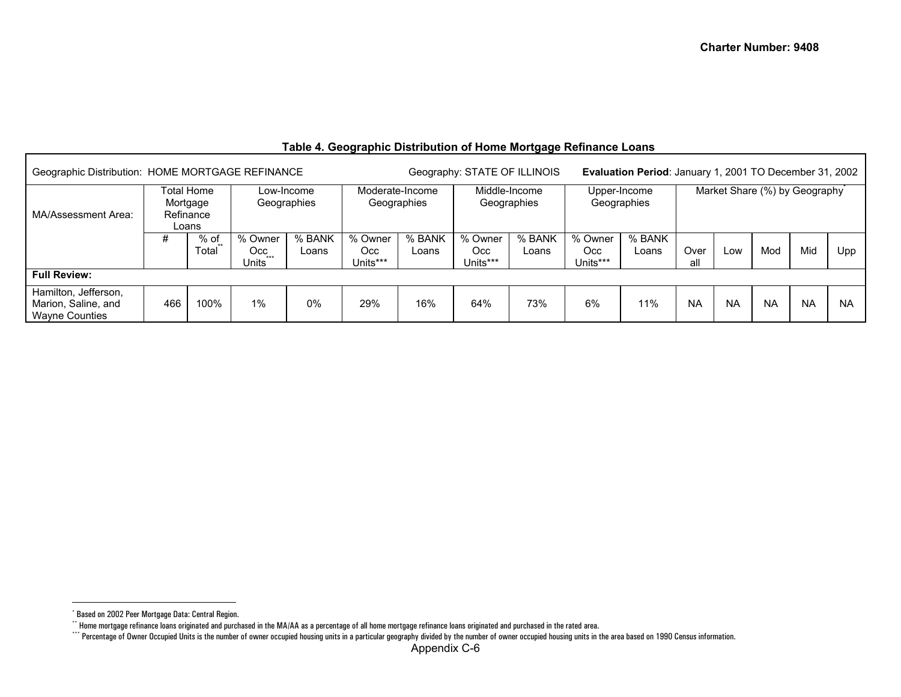### Table 4. Geographic Distribution of Home Mortgage Refinance Loans

Geographic Distribution: HOME MORTGAGE REFINANCE Geography: STATE OF ILLINOIS **Evaluation Period**: January 1, 2001 TO December 31, 2002

| MA/Assessment Area: | Total Home Mortgage Refinance Loans | | Low-Income Geographies | | Moderate-Income Geographies | | Middle-Income Geographies | | Upper-Income Geographies | | Market Share (%) by Geography* | | | | |
|---|---|---|---|---|---|---|---|---|---|---|---|---|---|---|---|
| | # | % of Total** | % Owner Occ Units*** | % BANK Loans | % Owner Occ Units*** | % BANK Loans | % Owner Occ Units*** | % BANK Loans | % Owner Occ Units*** | % BANK Loans | Overall | Low | Mod | Mid | Upp |
| **Full Review:** | | | | | | | | | | | | | | | |
| Hamilton, Jefferson, Marion, Saline, and Wayne Counties | 466 | 100% | 1% | 0% | 29% | 16% | 64% | 73% | 6% | 11% | NA | NA | NA | NA | NA |

* Based on 2002 Peer Mortgage Data: Central Region.

** Home mortgage refinance loans originated and purchased in the MA/AA as a percentage of all home mortgage refinance loans originated and purchased in the rated area.

*** Percentage of Owner Occupied Units is the number of owner occupied housing units in a particular geography divided by the number of owner occupied housing units in the area based on 1990 Census information.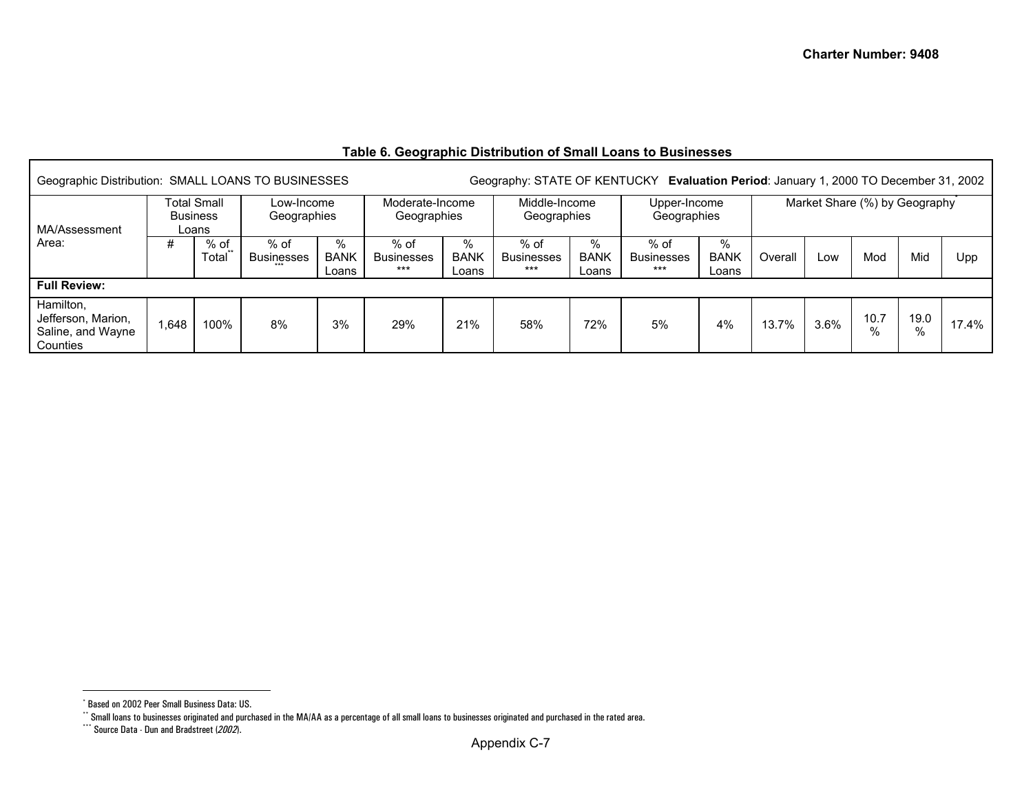### Table 6. Geographic Distribution of Small Loans to Businesses

| Geographic Distribution: SMALL LOANS TO BUSINESSES | | | Geography: STATE OF KENTUCKY **Evaluation Period**: January 1, 2000 TO December 31, 2002 | | | | | | | | | | | | |
|---|---|---|---|---|---|---|---|---|---|---|---|---|---|---|---|
| MA/Assessment Area: | Total Small Business Loans | | Low-Income Geographies | | Moderate-Income Geographies | | Middle-Income Geographies | | Upper-Income Geographies | | Market Share (%) by Geography* | | | | |
| | # | % of Total** | % of Businesses*** | % BANK Loans | % of Businesses*** | % BANK Loans | % of Businesses*** | % BANK Loans | % of Businesses*** | % BANK Loans | Overall | Low | Mod | Mid | Upp |
| **Full Review:** | | | | | | | | | | | | | | | |
| Hamilton, Jefferson, Marion, Saline, and Wayne Counties | 1,648 | 100% | 8% | 3% | 29% | 21% | 58% | 72% | 5% | 4% | 13.7% | 3.6% | 10.7 % | 19.0 % | 17.4% |

\* Based on 2002 Peer Small Business Data: US.

\*\* Small loans to businesses originated and purchased in the MA/AA as a percentage of all small loans to businesses originated and purchased in the rated area.

\*\*\* Source Data - Dun and Bradstreet (*2002*).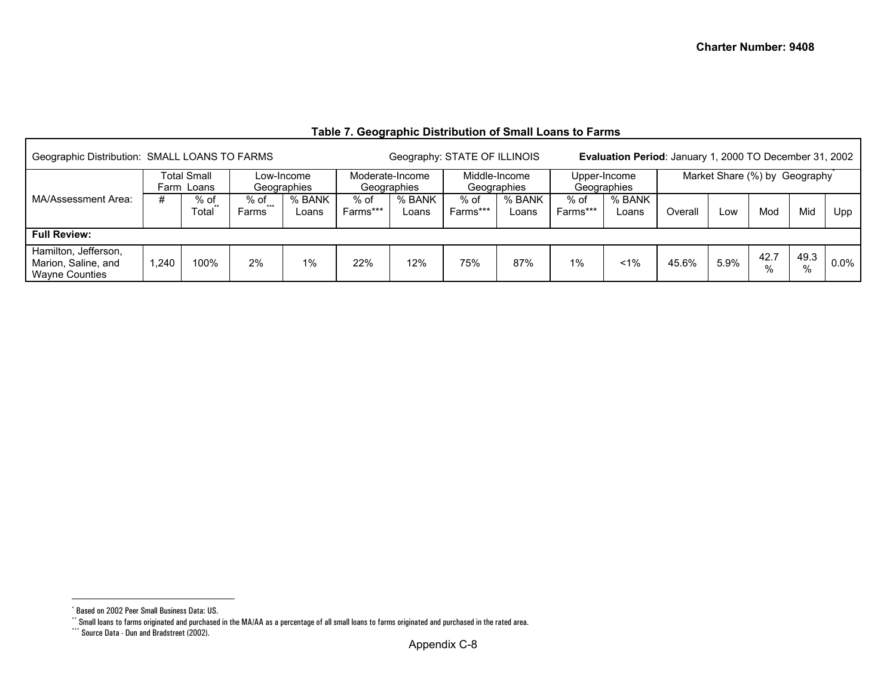### Table 7. Geographic Distribution of Small Loans to Farms

| Geographic Distribution: SMALL LOANS TO FARMS | | | | | Geography: STATE OF ILLINOIS | | | | **Evaluation Period**: January 1, 2000 TO December 31, 2002 | | | | | | |
|---|---|---|---|---|---|---|---|---|---|---|---|---|---|---|---|
| | Total Small Farm Loans | | Low-Income Geographies | | Moderate-Income Geographies | | Middle-Income Geographies | | Upper-Income Geographies | | Market Share (%) by Geography* | | | | |
| MA/Assessment Area: | # | % of Total** | % of Farms*** | % BANK Loans | % of Farms*** | % BANK Loans | % of Farms*** | % BANK Loans | % of Farms*** | % BANK Loans | Overall | Low | Mod | Mid | Upp |
| **Full Review:** | | | | | | | | | | | | | | | |
| Hamilton, Jefferson, Marion, Saline, and Wayne Counties | 1,240 | 100% | 2% | 1% | 22% | 12% | 75% | 87% | 1% | <1% | 45.6% | 5.9% | 42.7% | 49.3% | 0.0% |

\* Based on 2002 Peer Small Business Data: US.

\*\* Small loans to farms originated and purchased in the MA/AA as a percentage of all small loans to farms originated and purchased in the rated area.

\*\*\* Source Data - Dun and Bradstreet (2002).

Appendix C-8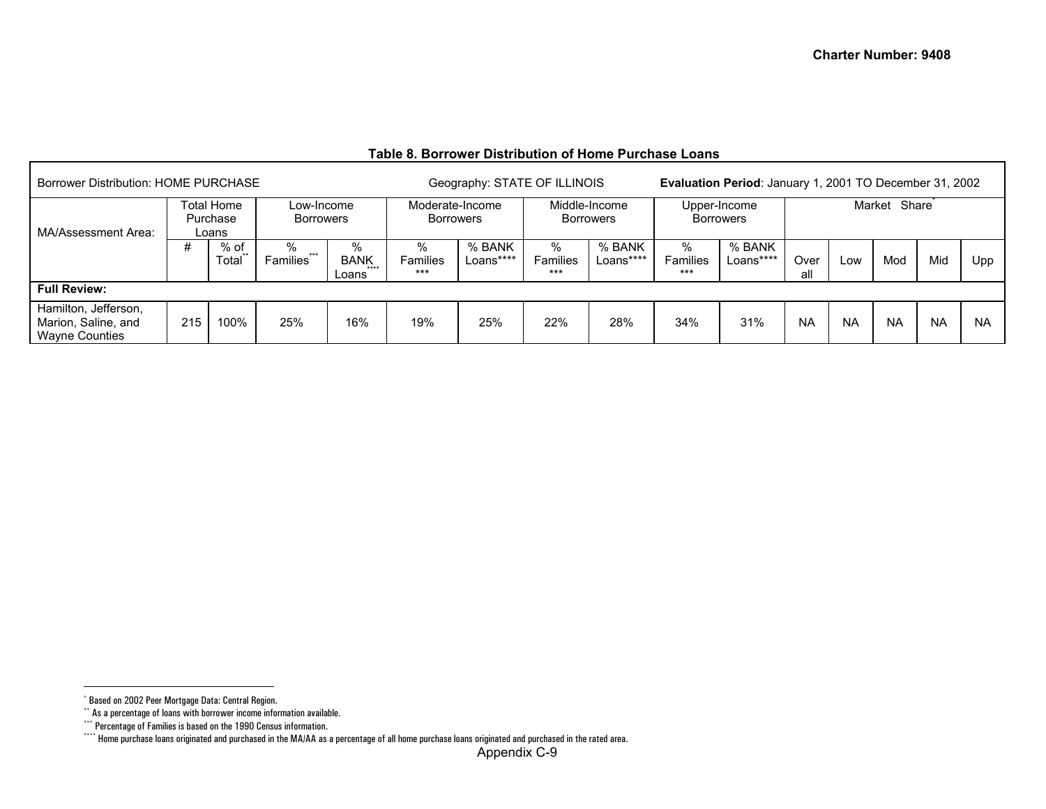**Table 8. Borrower Distribution of Home Purchase Loans**

| Borrower Distribution: HOME PURCHASE | | | Geography: STATE OF ILLINOIS | | | | | | **Evaluation Period**: January 1, 2001 TO December 31, 2002 | | | | | | |
|---|---|---|---|---|---|---|---|---|---|---|---|---|---|---|---|
| MA/Assessment Area: | Total Home Purchase Loans | | Low-Income Borrowers | | Moderate-Income Borrowers | | Middle-Income Borrowers | | Upper-Income Borrowers | | Market Share* | | | | |
| | # | % of Total** | % Families*** | % BANK Loans**** | % Families*** | % BANK Loans**** | % Families*** | % BANK Loans**** | % Families*** | % BANK Loans**** | Over all | Low | Mod | Mid | Upp |
| **Full Review:** | | | | | | | | | | | | | | | |
| Hamilton, Jefferson, Marion, Saline, and Wayne Counties | 215 | 100% | 25% | 16% | 19% | 25% | 22% | 28% | 34% | 31% | NA | NA | NA | NA | NA |

* Based on 2002 Peer Mortgage Data: Central Region.
** As a percentage of loans with borrower income information available.
*** Percentage of Families is based on the 1990 Census information.
**** Home purchase loans originated and purchased in the MA/AA as a percentage of all home purchase loans originated and purchased in the rated area.

Appendix C-9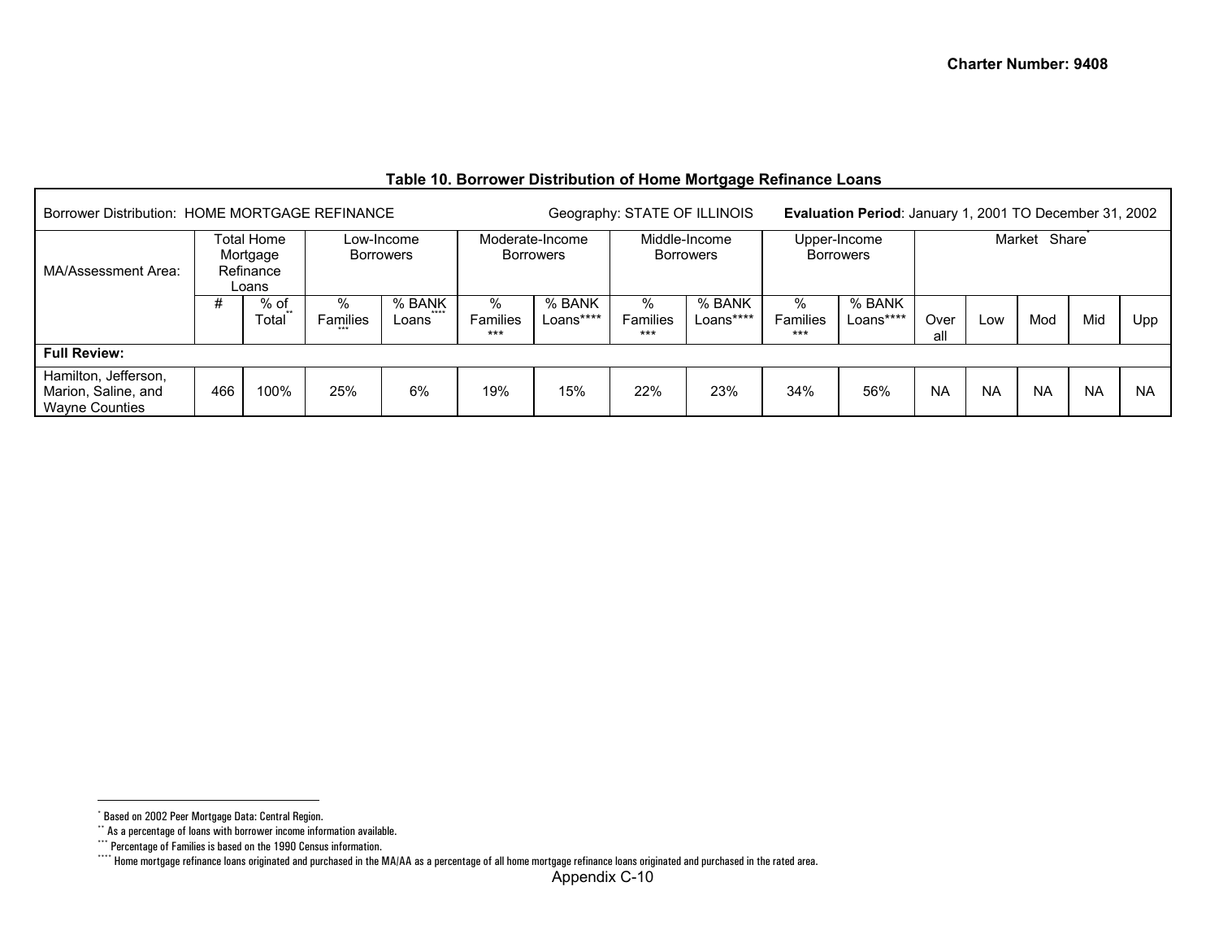**Table 10. Borrower Distribution of Home Mortgage Refinance Loans**

| Borrower Distribution: HOME MORTGAGE REFINANCE | | | Geography: STATE OF ILLINOIS | | | | | | **Evaluation Period**: January 1, 2001 TO December 31, 2002 | | | | | | |
|---|---|---|---|---|---|---|---|---|---|---|---|---|---|---|---|
| MA/Assessment Area: | Total Home Mortgage Refinance Loans | | Low-Income Borrowers | | Moderate-Income Borrowers | | Middle-Income Borrowers | | Upper-Income Borrowers | | Market Share* | | | | |
| | # | % of Total** | % Families*** | % BANK Loans**** | % Families*** | % BANK Loans**** | % Families*** | % BANK Loans**** | % Families*** | % BANK Loans**** | Overall | Low | Mod | Mid | Upp |
| **Full Review:** | | | | | | | | | | | | | | | |
| Hamilton, Jefferson, Marion, Saline, and Wayne Counties | 466 | 100% | 25% | 6% | 19% | 15% | 22% | 23% | 34% | 56% | NA | NA | NA | NA | NA |

\* Based on 2002 Peer Mortgage Data: Central Region.

\** As a percentage of loans with borrower income information available.

\*** Percentage of Families is based on the 1990 Census information.

\**** Home mortgage refinance loans originated and purchased in the MA/AA as a percentage of all home mortgage refinance loans originated and purchased in the rated area.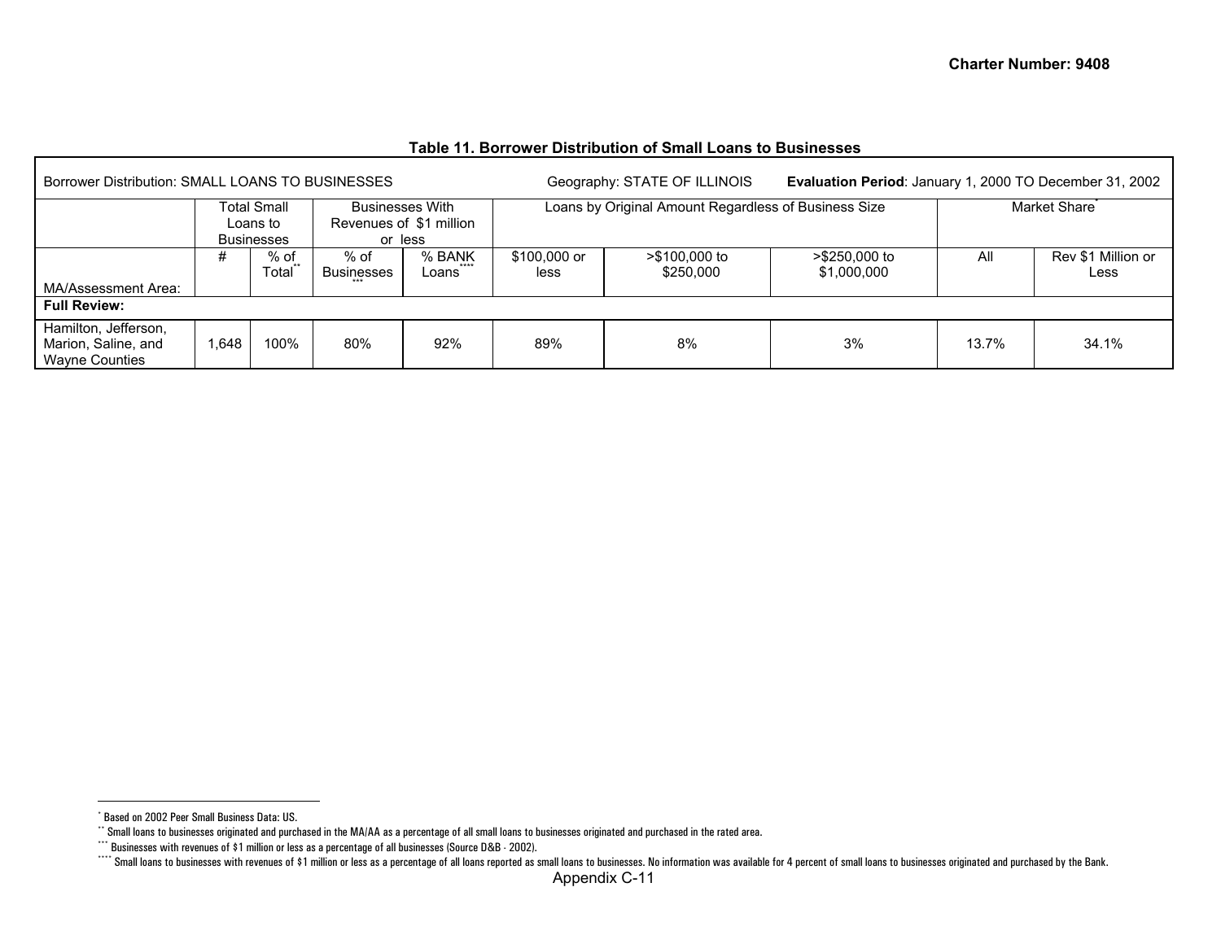## Table 11. Borrower Distribution of Small Loans to Businesses

| Borrower Distribution: SMALL LOANS TO BUSINESSES | | | Geography: STATE OF ILLINOIS | | | | **Evaluation Period**: January 1, 2000 TO December 31, 2002 | | |
|---|---|---|---|---|---|---|---|---|---|
| | Total Small Loans to Businesses | | Businesses With Revenues of $1 million or less | | Loans by Original Amount Regardless of Business Size | | | Market Share* | |
| MA/Assessment Area: | # | % of Total** | % of Businesses*** | % BANK Loans**** | $100,000 or less | >$100,000 to $250,000 | >$250,000 to $1,000,000 | All | Rev $1 Million or Less |
| **Full Review:** | | | | | | | | | |
| Hamilton, Jefferson, Marion, Saline, and Wayne Counties | 1,648 | 100% | 80% | 92% | 89% | 8% | 3% | 13.7% | 34.1% |

* Based on 2002 Peer Small Business Data: US.

** Small loans to businesses originated and purchased in the MA/AA as a percentage of all small loans to businesses originated and purchased in the rated area.

*** Businesses with revenues of $1 million or less as a percentage of all businesses (Source D&B - 2002).

**** Small loans to businesses with revenues of $1 million or less as a percentage of all loans reported as small loans to businesses. No information was available for 4 percent of small loans to businesses originated and purchased by the Bank.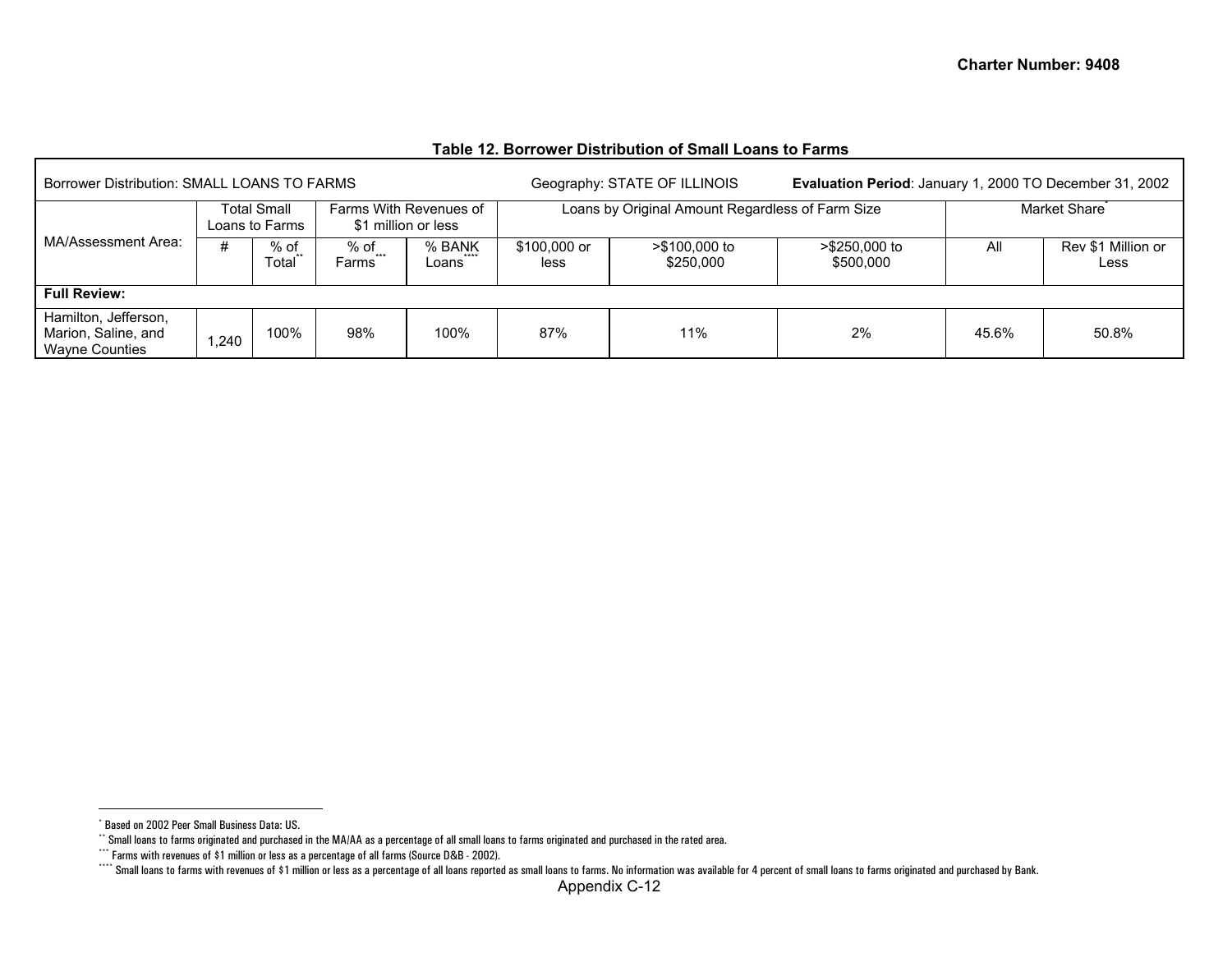Charter Number: 9408

**Table 12. Borrower Distribution of Small Loans to Farms**

| Borrower Distribution: SMALL LOANS TO FARMS | | | Geography: STATE OF ILLINOIS | | | | **Evaluation Period**: January 1, 2000 TO December 31, 2002 | | |
|---|---|---|---|---|---|---|---|---|---|
| MA/Assessment Area: | Total Small Loans to Farms | | Farms With Revenues of $1 million or less | | Loans by Original Amount Regardless of Farm Size | | | Market Share* | |
| | # | % of Total** | % of Farms*** | % BANK Loans**** | $100,000 or less | >$100,000 to $250,000 | >$250,000 to $500,000 | All | Rev $1 Million or Less |
| **Full Review:** | | | | | | | | | |
| Hamilton, Jefferson, Marion, Saline, and Wayne Counties | 1,240 | 100% | 98% | 100% | 87% | 11% | 2% | 45.6% | 50.8% |

\* Based on 2002 Peer Small Business Data: US.

\*\* Small loans to farms originated and purchased in the MA/AA as a percentage of all small loans to farms originated and purchased in the rated area.

\*\*\* Farms with revenues of $1 million or less as a percentage of all farms (Source D&B - 2002).

\*\*\*\* Small loans to farms with revenues of $1 million or less as a percentage of all loans reported as small loans to farms. No information was available for 4 percent of small loans to farms originated and purchased by Bank.

Appendix C-12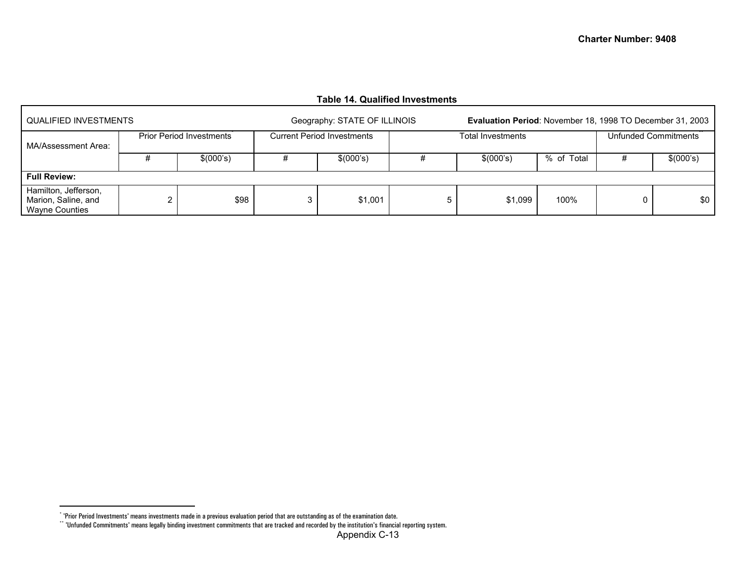**Table 14. Qualified Investments**

| QUALIFIED INVESTMENTS | Geography: STATE OF ILLINOIS | | | | **Evaluation Period**: November 18, 1998 TO December 31, 2003 | | | | |
|---|---|---|---|---|---|---|---|---|---|
| MA/Assessment Area: | Prior Period Investments* | | Current Period Investments | | Total Investments | | | Unfunded Commitments** | |
| | # | $(000's) | # | $(000's) | # | $(000's) | % of Total | # | $(000's) |
| **Full Review:** | | | | | | | | | |
| Hamilton, Jefferson, Marion, Saline, and Wayne Counties | 2 | $98 | 3 | $1,001 | 5 | $1,099 | 100% | 0 | $0 |

* 'Prior Period Investments' means investments made in a previous evaluation period that are outstanding as of the examination date.

** 'Unfunded Commitments' means legally binding investment commitments that are tracked and recorded by the institution's financial reporting system.

Appendix C-13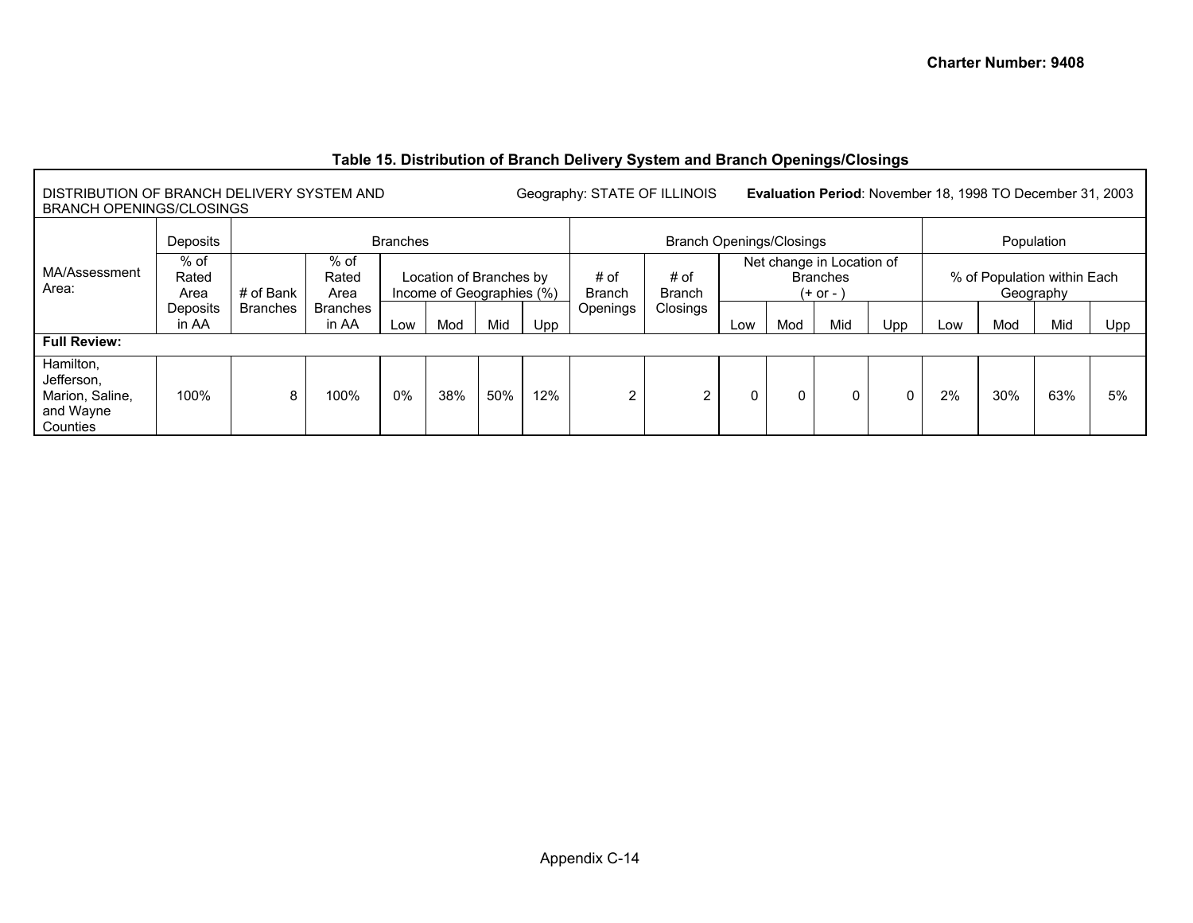### Table 15. Distribution of Branch Delivery System and Branch Openings/Closings

DISTRIBUTION OF BRANCH DELIVERY SYSTEM AND BRANCH OPENINGS/CLOSINGS    Geography: STATE OF ILLINOIS    **Evaluation Period**: November 18, 1998 TO December 31, 2003

| MA/Assessment Area: | Deposits | Branches | | | | | | | Branch Openings/Closings | | | | | | Population | | | |
|---|---|---|---|---|---|---|---|---|---|---|---|---|---|---|---|---|---|---|
| | % of Rated Area Deposits in AA | # of Bank Branches | % of Rated Area Branches in AA | Location of Branches by Income of Geographies (%) | | | | # of Branch Openings | # of Branch Closings | Net change in Location of Branches (+ or - ) | | | | % of Population within Each Geography | | | |
| | | | | Low | Mod | Mid | Upp | | | Low | Mod | Mid | Upp | Low | Mod | Mid | Upp |
| **Full Review:** | | | | | | | | | | | | | | | | | | |
| Hamilton, Jefferson, Marion, Saline, and Wayne Counties | 100% | 8 | 100% | 0% | 38% | 50% | 12% | 2 | 2 | 0 | 0 | 0 | 0 | 2% | 30% | 63% | 5% |